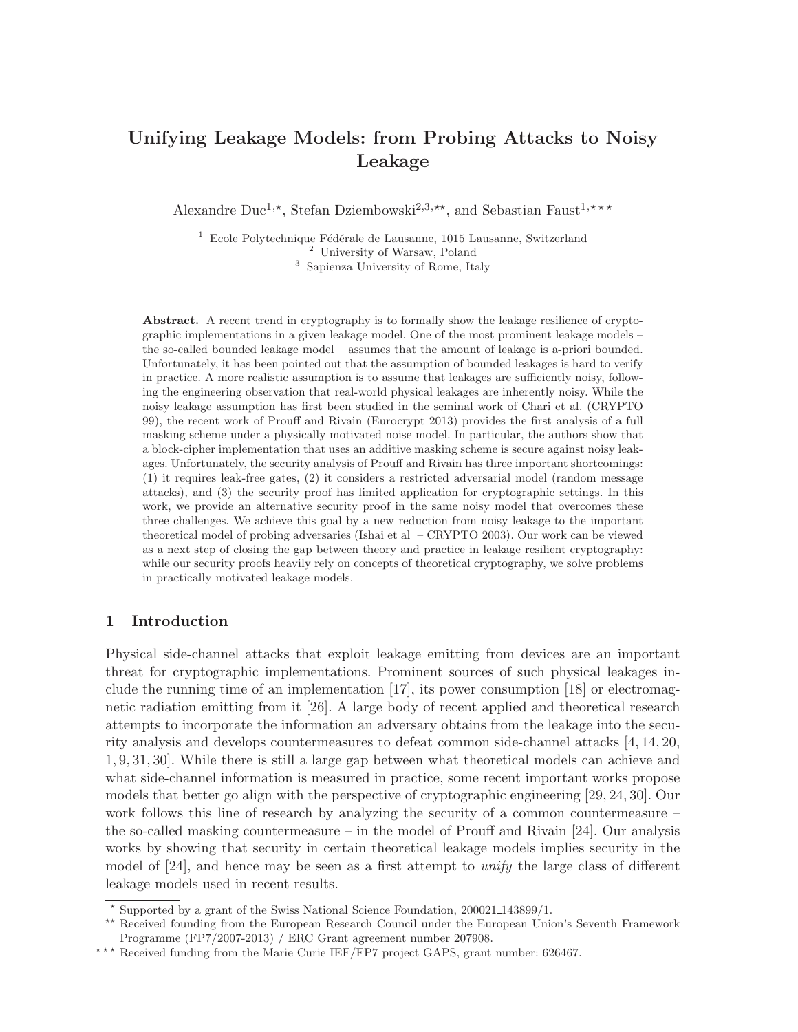# Unifying Leakage Models: from Probing Attacks to Noisy Leakage

Alexandre Duc[1,⋆], Stefan Dziembowski[2,3,⋆⋆], and Sebastian Faust[1,⋆⋆⋆]

[1] Ecole Polytechnique Fédérale de Lausanne, 1015 Lausanne, Switzerland
[2] University of Warsaw, Poland
[3] Sapienza University of Rome, Italy

**Abstract.** A recent trend in cryptography is to formally show the leakage resilience of cryptographic implementations in a given leakage model. One of the most prominent leakage models – the so-called bounded leakage model – assumes that the amount of leakage is a-priori bounded. Unfortunately, it has been pointed out that the assumption of bounded leakages is hard to verify in practice. A more realistic assumption is to assume that leakages are sufficiently noisy, following the engineering observation that real-world physical leakages are inherently noisy. While the noisy leakage assumption has first been studied in the seminal work of Chari et al. (CRYPTO 99), the recent work of Prouff and Rivain (Eurocrypt 2013) provides the first analysis of a full masking scheme under a physically motivated noise model. In particular, the authors show that a block-cipher implementation that uses an additive masking scheme is secure against noisy leakages. Unfortunately, the security analysis of Prouff and Rivain has three important shortcomings: (1) it requires leak-free gates, (2) it considers a restricted adversarial model (random message attacks), and (3) the security proof has limited application for cryptographic settings. In this work, we provide an alternative security proof in the same noisy model that overcomes these three challenges. We achieve this goal by a new reduction from noisy leakage to the important theoretical model of probing adversaries (Ishai et al – CRYPTO 2003). Our work can be viewed as a next step of closing the gap between theory and practice in leakage resilient cryptography: while our security proofs heavily rely on concepts of theoretical cryptography, we solve problems in practically motivated leakage models.

## 1 Introduction

Physical side-channel attacks that exploit leakage emitting from devices are an important threat for cryptographic implementations. Prominent sources of such physical leakages include the running time of an implementation [17], its power consumption [18] or electromagnetic radiation emitting from it [26]. A large body of recent applied and theoretical research attempts to incorporate the information an adversary obtains from the leakage into the security analysis and develops countermeasures to defeat common side-channel attacks [4, 14, 20, 1, 9, 31, 30]. While there is still a large gap between what theoretical models can achieve and what side-channel information is measured in practice, some recent important works propose models that better go align with the perspective of cryptographic engineering [29, 24, 30]. Our work follows this line of research by analyzing the security of a common countermeasure – the so-called masking countermeasure – in the model of Prouff and Rivain [24]. Our analysis works by showing that security in certain theoretical leakage models implies security in the model of [24], and hence may be seen as a first attempt to *unify* the large class of different leakage models used in recent results.

⋆ Supported by a grant of the Swiss National Science Foundation, 200021_143899/1.

⋆⋆ Received founding from the European Research Council under the European Union's Seventh Framework Programme (FP7/2007-2013) / ERC Grant agreement number 207908.

⋆⋆⋆ Received funding from the Marie Curie IEF/FP7 project GAPS, grant number: 626467.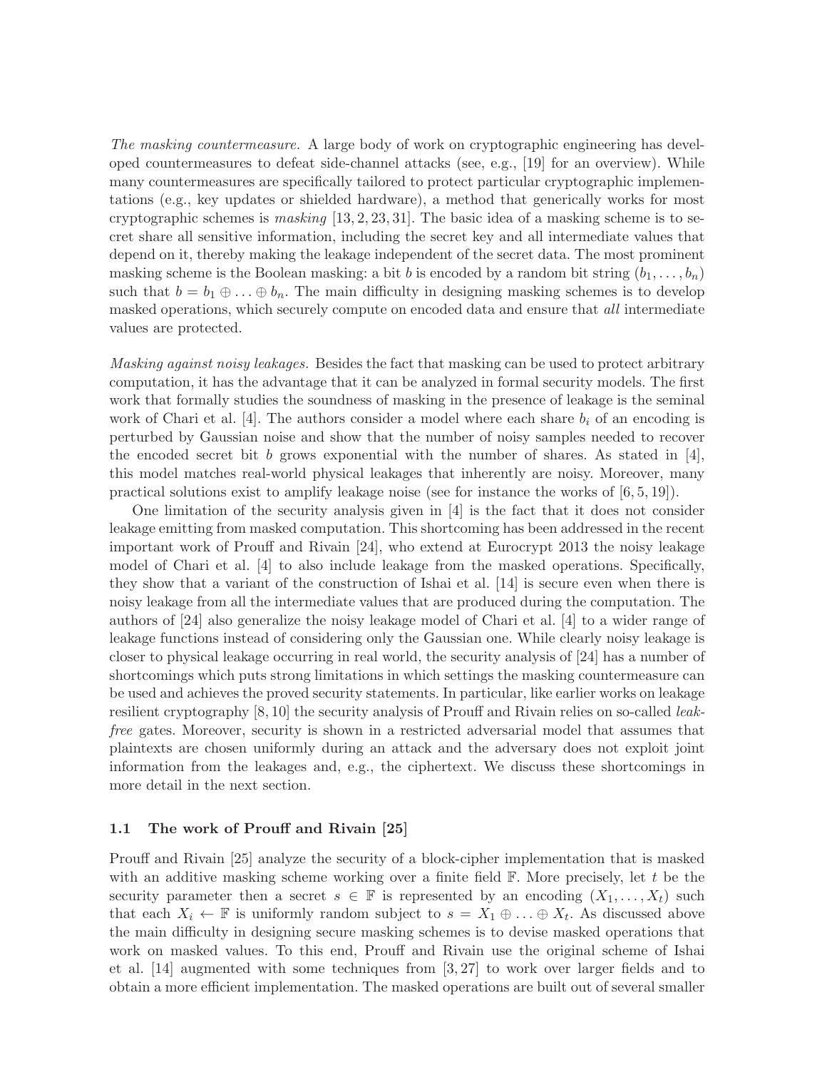*The masking countermeasure.* A large body of work on cryptographic engineering has developed countermeasures to defeat side-channel attacks (see, e.g., [19] for an overview). While many countermeasures are specifically tailored to protect particular cryptographic implementations (e.g., key updates or shielded hardware), a method that generically works for most cryptographic schemes is *masking* [13, 2, 23, 31]. The basic idea of a masking scheme is to secret share all sensitive information, including the secret key and all intermediate values that depend on it, thereby making the leakage independent of the secret data. The most prominent masking scheme is the Boolean masking: a bit $b$ is encoded by a random bit string $(b_1, \ldots, b_n)$ such that $b = b_1 \oplus \ldots \oplus b_n$. The main difficulty in designing masking schemes is to develop masked operations, which securely compute on encoded data and ensure that *all* intermediate values are protected.

*Masking against noisy leakages.* Besides the fact that masking can be used to protect arbitrary computation, it has the advantage that it can be analyzed in formal security models. The first work that formally studies the soundness of masking in the presence of leakage is the seminal work of Chari et al. [4]. The authors consider a model where each share $b_i$ of an encoding is perturbed by Gaussian noise and show that the number of noisy samples needed to recover the encoded secret bit $b$ grows exponential with the number of shares. As stated in [4], this model matches real-world physical leakages that inherently are noisy. Moreover, many practical solutions exist to amplify leakage noise (see for instance the works of [6, 5, 19]).

One limitation of the security analysis given in [4] is the fact that it does not consider leakage emitting from masked computation. This shortcoming has been addressed in the recent important work of Prouff and Rivain [24], who extend at Eurocrypt 2013 the noisy leakage model of Chari et al. [4] to also include leakage from the masked operations. Specifically, they show that a variant of the construction of Ishai et al. [14] is secure even when there is noisy leakage from all the intermediate values that are produced during the computation. The authors of [24] also generalize the noisy leakage model of Chari et al. [4] to a wider range of leakage functions instead of considering only the Gaussian one. While clearly noisy leakage is closer to physical leakage occurring in real world, the security analysis of [24] has a number of shortcomings which puts strong limitations in which settings the masking countermeasure can be used and achieves the proved security statements. In particular, like earlier works on leakage resilient cryptography [8, 10] the security analysis of Prouff and Rivain relies on so-called *leak-free* gates. Moreover, security is shown in a restricted adversarial model that assumes that plaintexts are chosen uniformly during an attack and the adversary does not exploit joint information from the leakages and, e.g., the ciphertext. We discuss these shortcomings in more detail in the next section.

### 1.1 The work of Prouff and Rivain [25]

Prouff and Rivain [25] analyze the security of a block-cipher implementation that is masked with an additive masking scheme working over a finite field $\mathbb{F}$. More precisely, let $t$ be the security parameter then a secret $s \in \mathbb{F}$ is represented by an encoding $(X_1, \ldots, X_t)$ such that each $X_i \leftarrow \mathbb{F}$ is uniformly random subject to $s = X_1 \oplus \ldots \oplus X_t$. As discussed above the main difficulty in designing secure masking schemes is to devise masked operations that work on masked values. To this end, Prouff and Rivain use the original scheme of Ishai et al. [14] augmented with some techniques from [3, 27] to work over larger fields and to obtain a more efficient implementation. The masked operations are built out of several smaller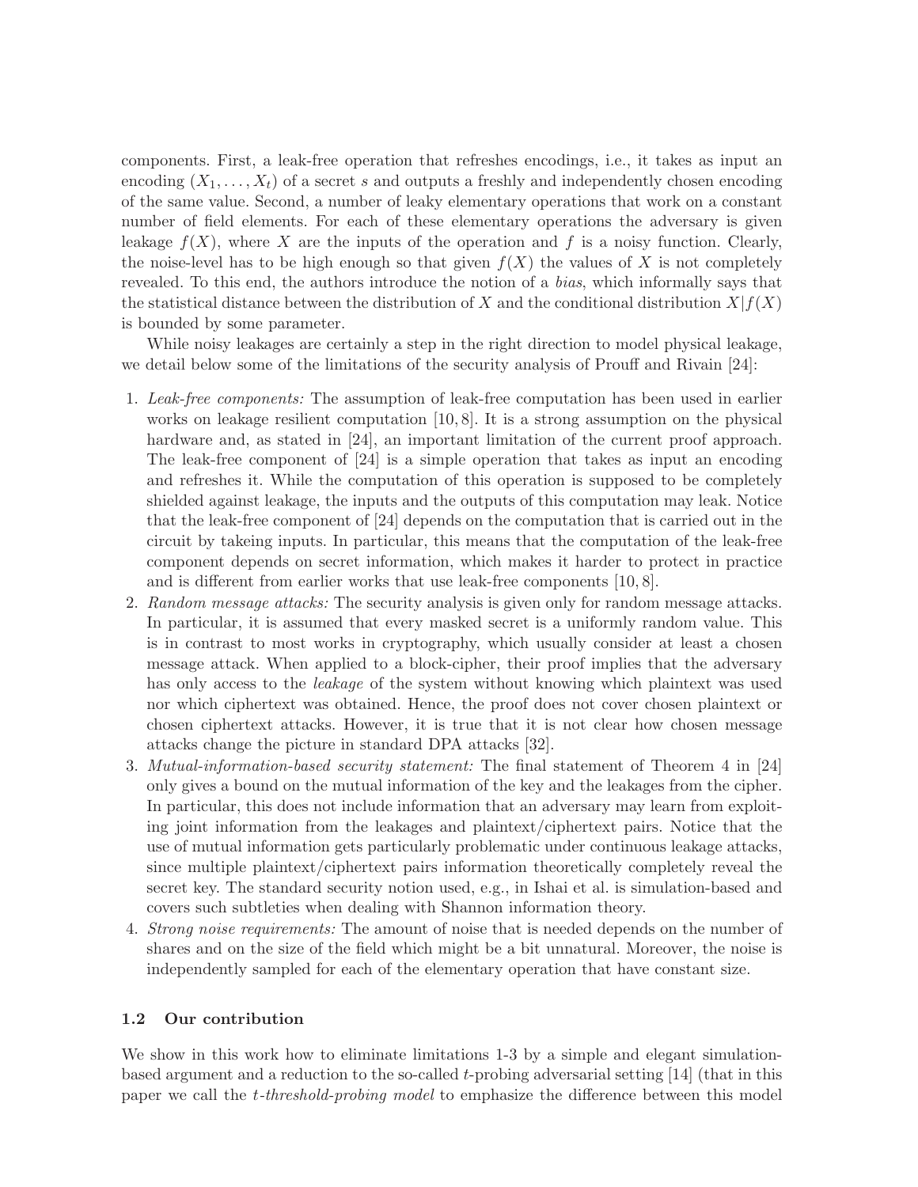components. First, a leak-free operation that refreshes encodings, i.e., it takes as input an encoding $(X_1, \ldots, X_t)$ of a secret $s$ and outputs a freshly and independently chosen encoding of the same value. Second, a number of leaky elementary operations that work on a constant number of field elements. For each of these elementary operations the adversary is given leakage $f(X)$, where $X$ are the inputs of the operation and $f$ is a noisy function. Clearly, the noise-level has to be high enough so that given $f(X)$ the values of $X$ is not completely revealed. To this end, the authors introduce the notion of a *bias*, which informally says that the statistical distance between the distribution of $X$ and the conditional distribution $X|f(X)$ is bounded by some parameter.

While noisy leakages are certainly a step in the right direction to model physical leakage, we detail below some of the limitations of the security analysis of Prouff and Rivain [24]:

1. *Leak-free components:* The assumption of leak-free computation has been used in earlier works on leakage resilient computation [10, 8]. It is a strong assumption on the physical hardware and, as stated in [24], an important limitation of the current proof approach. The leak-free component of [24] is a simple operation that takes as input an encoding and refreshes it. While the computation of this operation is supposed to be completely shielded against leakage, the inputs and the outputs of this computation may leak. Notice that the leak-free component of [24] depends on the computation that is carried out in the circuit by takeing inputs. In particular, this means that the computation of the leak-free component depends on secret information, which makes it harder to protect in practice and is different from earlier works that use leak-free components [10, 8].
2. *Random message attacks:* The security analysis is given only for random message attacks. In particular, it is assumed that every masked secret is a uniformly random value. This is in contrast to most works in cryptography, which usually consider at least a chosen message attack. When applied to a block-cipher, their proof implies that the adversary has only access to the *leakage* of the system without knowing which plaintext was used nor which ciphertext was obtained. Hence, the proof does not cover chosen plaintext or chosen ciphertext attacks. However, it is true that it is not clear how chosen message attacks change the picture in standard DPA attacks [32].
3. *Mutual-information-based security statement:* The final statement of Theorem 4 in [24] only gives a bound on the mutual information of the key and the leakages from the cipher. In particular, this does not include information that an adversary may learn from exploiting joint information from the leakages and plaintext/ciphertext pairs. Notice that the use of mutual information gets particularly problematic under continuous leakage attacks, since multiple plaintext/ciphertext pairs information theoretically completely reveal the secret key. The standard security notion used, e.g., in Ishai et al. is simulation-based and covers such subtleties when dealing with Shannon information theory.
4. *Strong noise requirements:* The amount of noise that is needed depends on the number of shares and on the size of the field which might be a bit unnatural. Moreover, the noise is independently sampled for each of the elementary operation that have constant size.

### 1.2 Our contribution

We show in this work how to eliminate limitations 1-3 by a simple and elegant simulation-based argument and a reduction to the so-called $t$-probing adversarial setting [14] (that in this paper we call the *t-threshold-probing model* to emphasize the difference between this model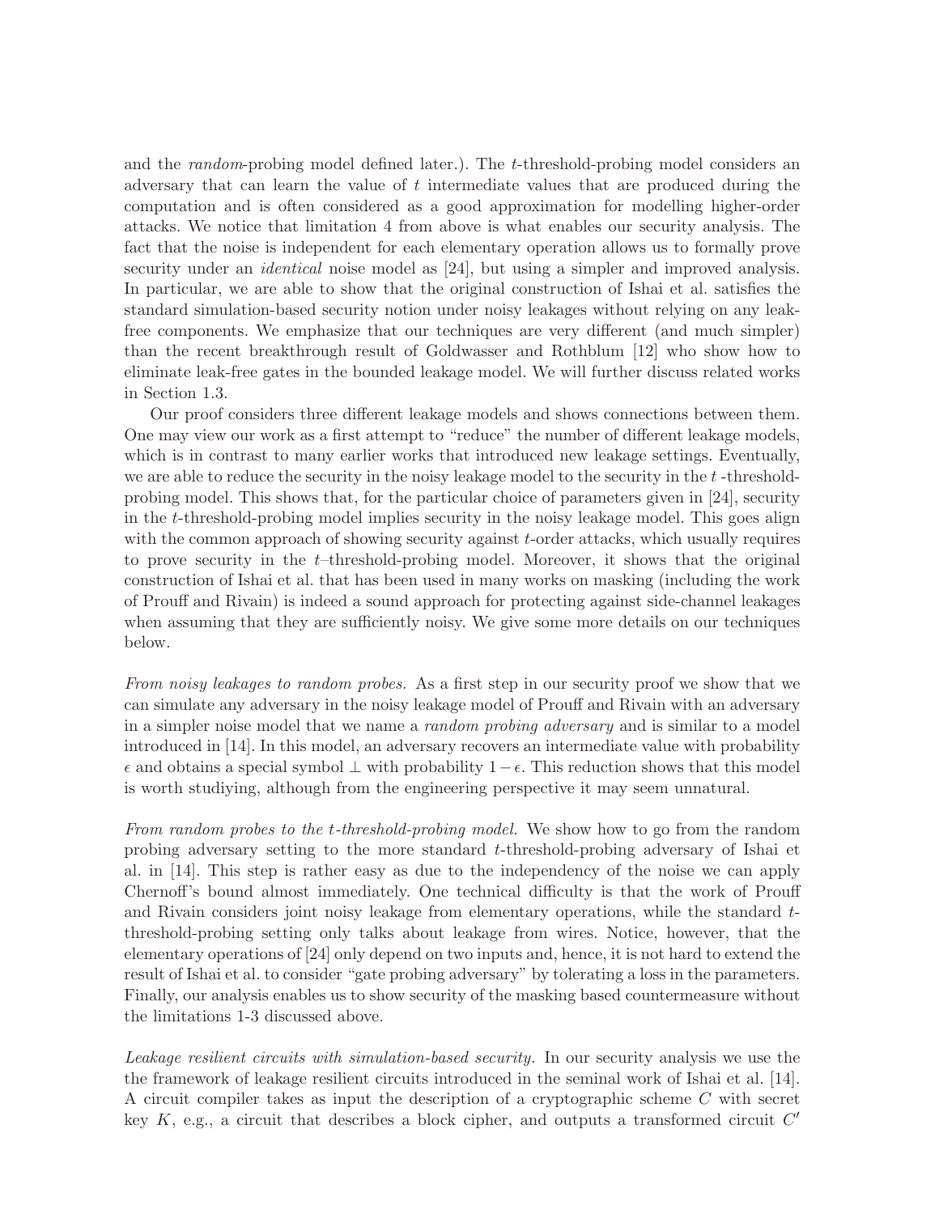and the *random*-probing model defined later.). The $t$-threshold-probing model considers an adversary that can learn the value of $t$ intermediate values that are produced during the computation and is often considered as a good approximation for modelling higher-order attacks. We notice that limitation 4 from above is what enables our security analysis. The fact that the noise is independent for each elementary operation allows us to formally prove security under an *identical* noise model as [24], but using a simpler and improved analysis. In particular, we are able to show that the original construction of Ishai et al. satisfies the standard simulation-based security notion under noisy leakages without relying on any leak-free components. We emphasize that our techniques are very different (and much simpler) than the recent breakthrough result of Goldwasser and Rothblum [12] who show how to eliminate leak-free gates in the bounded leakage model. We will further discuss related works in Section 1.3.

Our proof considers three different leakage models and shows connections between them. One may view our work as a first attempt to "reduce" the number of different leakage models, which is in contrast to many earlier works that introduced new leakage settings. Eventually, we are able to reduce the security in the noisy leakage model to the security in the $t$ -threshold-probing model. This shows that, for the particular choice of parameters given in [24], security in the $t$-threshold-probing model implies security in the noisy leakage model. This goes align with the common approach of showing security against $t$-order attacks, which usually requires to prove security in the $t$–threshold-probing model. Moreover, it shows that the original construction of Ishai et al. that has been used in many works on masking (including the work of Prouff and Rivain) is indeed a sound approach for protecting against side-channel leakages when assuming that they are sufficiently noisy. We give some more details on our techniques below.

*From noisy leakages to random probes.* As a first step in our security proof we show that we can simulate any adversary in the noisy leakage model of Prouff and Rivain with an adversary in a simpler noise model that we name a *random probing adversary* and is similar to a model introduced in [14]. In this model, an adversary recovers an intermediate value with probability $\epsilon$ and obtains a special symbol $\perp$ with probability $1-\epsilon$. This reduction shows that this model is worth studiying, although from the engineering perspective it may seem unnatural.

*From random probes to the $t$-threshold-probing model.* We show how to go from the random probing adversary setting to the more standard $t$-threshold-probing adversary of Ishai et al. in [14]. This step is rather easy as due to the independency of the noise we can apply Chernoff's bound almost immediately. One technical difficulty is that the work of Prouff and Rivain considers joint noisy leakage from elementary operations, while the standard $t$-threshold-probing setting only talks about leakage from wires. Notice, however, that the elementary operations of [24] only depend on two inputs and, hence, it is not hard to extend the result of Ishai et al. to consider "gate probing adversary" by tolerating a loss in the parameters. Finally, our analysis enables us to show security of the masking based countermeasure without the limitations 1-3 discussed above.

*Leakage resilient circuits with simulation-based security.* In our security analysis we use the the framework of leakage resilient circuits introduced in the seminal work of Ishai et al. [14]. A circuit compiler takes as input the description of a cryptographic scheme $C$ with secret key $K$, e.g., a circuit that describes a block cipher, and outputs a transformed circuit $C'$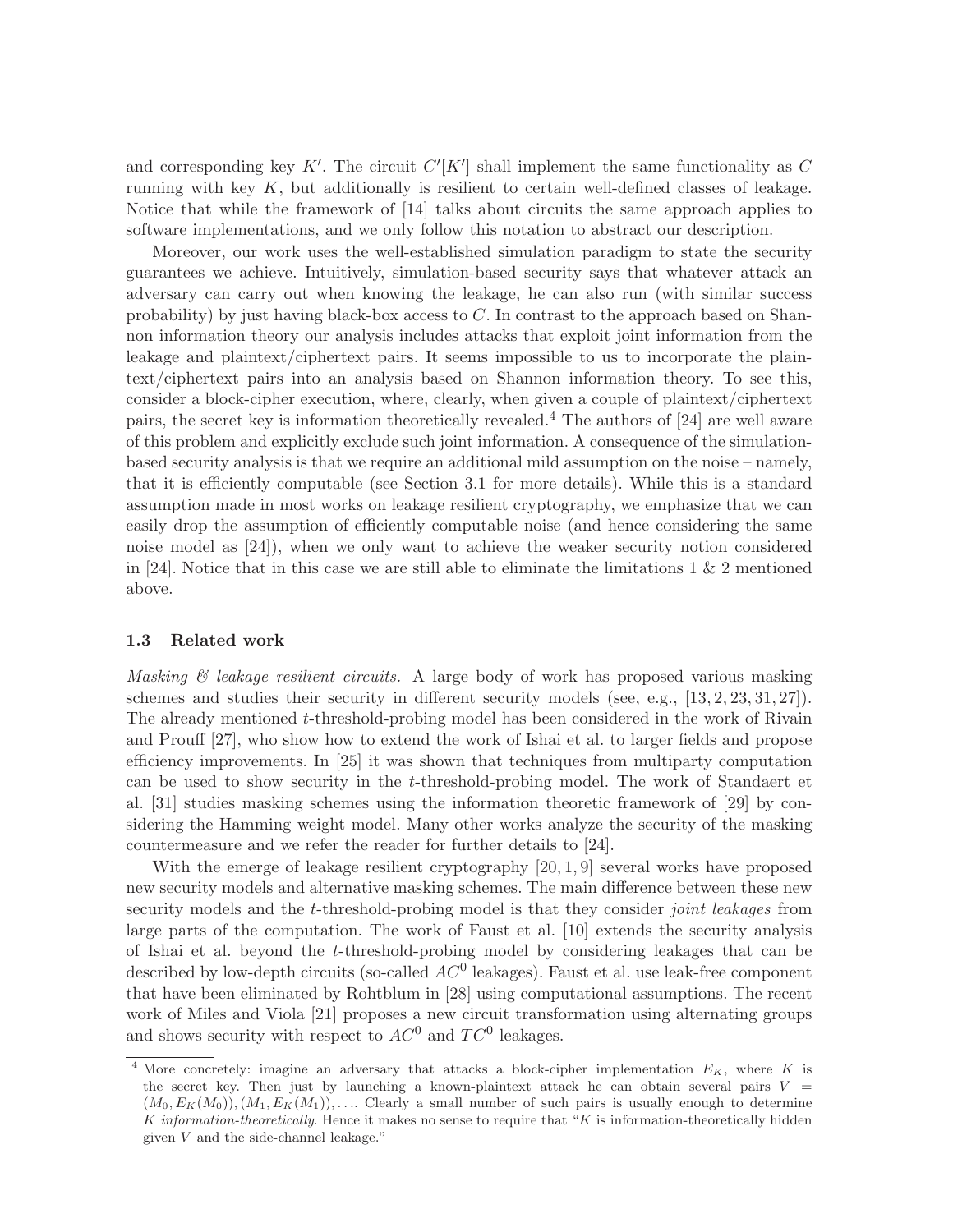and corresponding key $K'$. The circuit $C'[K']$ shall implement the same functionality as $C$ running with key $K$, but additionally is resilient to certain well-defined classes of leakage. Notice that while the framework of [14] talks about circuits the same approach applies to software implementations, and we only follow this notation to abstract our description.

Moreover, our work uses the well-established simulation paradigm to state the security guarantees we achieve. Intuitively, simulation-based security says that whatever attack an adversary can carry out when knowing the leakage, he can also run (with similar success probability) by just having black-box access to $C$. In contrast to the approach based on Shannon information theory our analysis includes attacks that exploit joint information from the leakage and plaintext/ciphertext pairs. It seems impossible to us to incorporate the plaintext/ciphertext pairs into an analysis based on Shannon information theory. To see this, consider a block-cipher execution, where, clearly, when given a couple of plaintext/ciphertext pairs, the secret key is information theoretically revealed.[4] The authors of [24] are well aware of this problem and explicitly exclude such joint information. A consequence of the simulation-based security analysis is that we require an additional mild assumption on the noise – namely, that it is efficiently computable (see Section 3.1 for more details). While this is a standard assumption made in most works on leakage resilient cryptography, we emphasize that we can easily drop the assumption of efficiently computable noise (and hence considering the same noise model as [24]), when we only want to achieve the weaker security notion considered in [24]. Notice that in this case we are still able to eliminate the limitations 1 & 2 mentioned above.

### 1.3 Related work

*Masking & leakage resilient circuits.* A large body of work has proposed various masking schemes and studies their security in different security models (see, e.g., [13, 2, 23, 31, 27]). The already mentioned $t$-threshold-probing model has been considered in the work of Rivain and Prouff [27], who show how to extend the work of Ishai et al. to larger fields and propose efficiency improvements. In [25] it was shown that techniques from multiparty computation can be used to show security in the $t$-threshold-probing model. The work of Standaert et al. [31] studies masking schemes using the information theoretic framework of [29] by considering the Hamming weight model. Many other works analyze the security of the masking countermeasure and we refer the reader for further details to [24].

With the emerge of leakage resilient cryptography [20, 1, 9] several works have proposed new security models and alternative masking schemes. The main difference between these new security models and the $t$-threshold-probing model is that they consider *joint leakages* from large parts of the computation. The work of Faust et al. [10] extends the security analysis of Ishai et al. beyond the $t$-threshold-probing model by considering leakages that can be described by low-depth circuits (so-called $AC^0$ leakages). Faust et al. use leak-free component that have been eliminated by Rohtblum in [28] using computational assumptions. The recent work of Miles and Viola [21] proposes a new circuit transformation using alternating groups and shows security with respect to $AC^0$ and $TC^0$ leakages.

[4] More concretely: imagine an adversary that attacks a block-cipher implementation $E_K$, where $K$ is the secret key. Then just by launching a known-plaintext attack he can obtain several pairs $V = (M_0, E_K(M_0)), (M_1, E_K(M_1)), \ldots$. Clearly a small number of such pairs is usually enough to determine $K$ *information-theoretically*. Hence it makes no sense to require that "$K$ is information-theoretically hidden given $V$ and the side-channel leakage."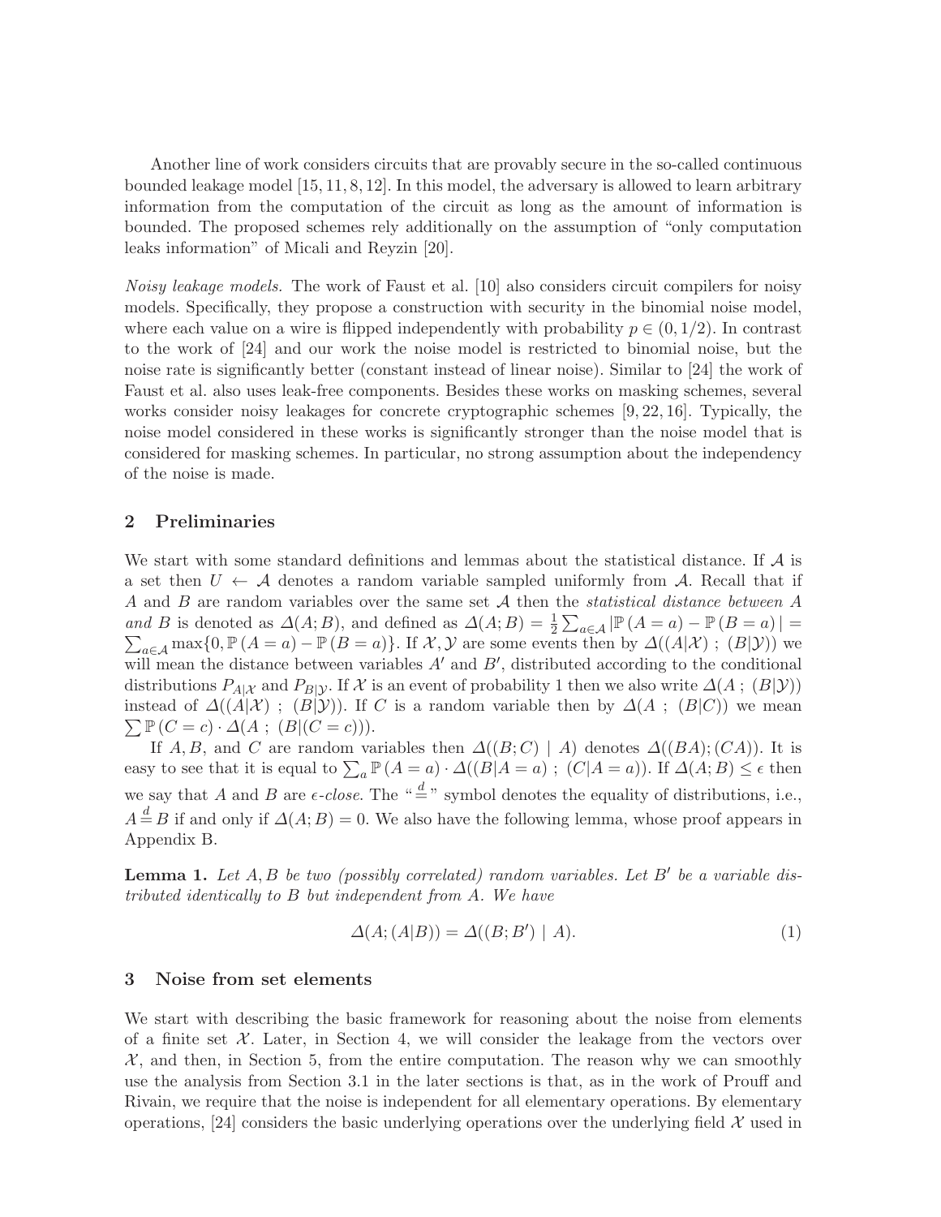Another line of work considers circuits that are provably secure in the so-called continuous bounded leakage model [15, 11, 8, 12]. In this model, the adversary is allowed to learn arbitrary information from the computation of the circuit as long as the amount of information is bounded. The proposed schemes rely additionally on the assumption of "only computation leaks information" of Micali and Reyzin [20].

*Noisy leakage models.* The work of Faust et al. [10] also considers circuit compilers for noisy models. Specifically, they propose a construction with security in the binomial noise model, where each value on a wire is flipped independently with probability $p \in (0, 1/2)$. In contrast to the work of [24] and our work the noise model is restricted to binomial noise, but the noise rate is significantly better (constant instead of linear noise). Similar to [24] the work of Faust et al. also uses leak-free components. Besides these works on masking schemes, several works consider noisy leakages for concrete cryptographic schemes [9, 22, 16]. Typically, the noise model considered in these works is significantly stronger than the noise model that is considered for masking schemes. In particular, no strong assumption about the independency of the noise is made.

## 2 Preliminaries

We start with some standard definitions and lemmas about the statistical distance. If $\mathcal{A}$ is a set then $U \leftarrow \mathcal{A}$ denotes a random variable sampled uniformly from $\mathcal{A}$. Recall that if $A$ and $B$ are random variables over the same set $\mathcal{A}$ then the *statistical distance between $A$ and $B$* is denoted as $\Delta(A; B)$, and defined as $\Delta(A; B) = \frac{1}{2}\sum_{a \in \mathcal{A}} |\mathbb{P}(A = a) - \mathbb{P}(B = a)| = \sum_{a \in \mathcal{A}} \max\{0, \mathbb{P}(A = a) - \mathbb{P}(B = a)\}$. If $\mathcal{X}, \mathcal{Y}$ are some events then by $\Delta((A|\mathcal{X})\ ;\ (B|\mathcal{Y}))$ we will mean the distance between variables $A'$ and $B'$, distributed according to the conditional distributions $P_{A|\mathcal{X}}$ and $P_{B|\mathcal{Y}}$. If $\mathcal{X}$ is an event of probability 1 then we also write $\Delta(A\ ;\ (B|\mathcal{Y}))$ instead of $\Delta((A|\mathcal{X})\ ;\ (B|\mathcal{Y}))$. If $C$ is a random variable then by $\Delta(A\ ;\ (B|C))$ we mean $\sum \mathbb{P}(C = c) \cdot \Delta(A\ ;\ (B|(C = c)))$.

If $A, B$, and $C$ are random variables then $\Delta((B; C) \mid A)$ denotes $\Delta((BA); (CA))$. It is easy to see that it is equal to $\sum_a \mathbb{P}(A = a) \cdot \Delta((B|A = a)\ ;\ (C|A = a))$. If $\Delta(A; B) \leq \epsilon$ then we say that $A$ and $B$ are *$\epsilon$-close*. The "$\stackrel{d}{=}$" symbol denotes the equality of distributions, i.e., $A \stackrel{d}{=} B$ if and only if $\Delta(A; B) = 0$. We also have the following lemma, whose proof appears in Appendix B.

**Lemma 1.** *Let $A, B$ be two (possibly correlated) random variables. Let $B'$ be a variable distributed identically to $B$ but independent from $A$. We have*

$$\Delta(A; (A|B)) = \Delta((B; B') \mid A). \tag{1}$$

## 3 Noise from set elements

We start with describing the basic framework for reasoning about the noise from elements of a finite set $\mathcal{X}$. Later, in Section 4, we will consider the leakage from the vectors over $\mathcal{X}$, and then, in Section 5, from the entire computation. The reason why we can smoothly use the analysis from Section 3.1 in the later sections is that, as in the work of Prouff and Rivain, we require that the noise is independent for all elementary operations. By elementary operations, [24] considers the basic underlying operations over the underlying field $\mathcal{X}$ used in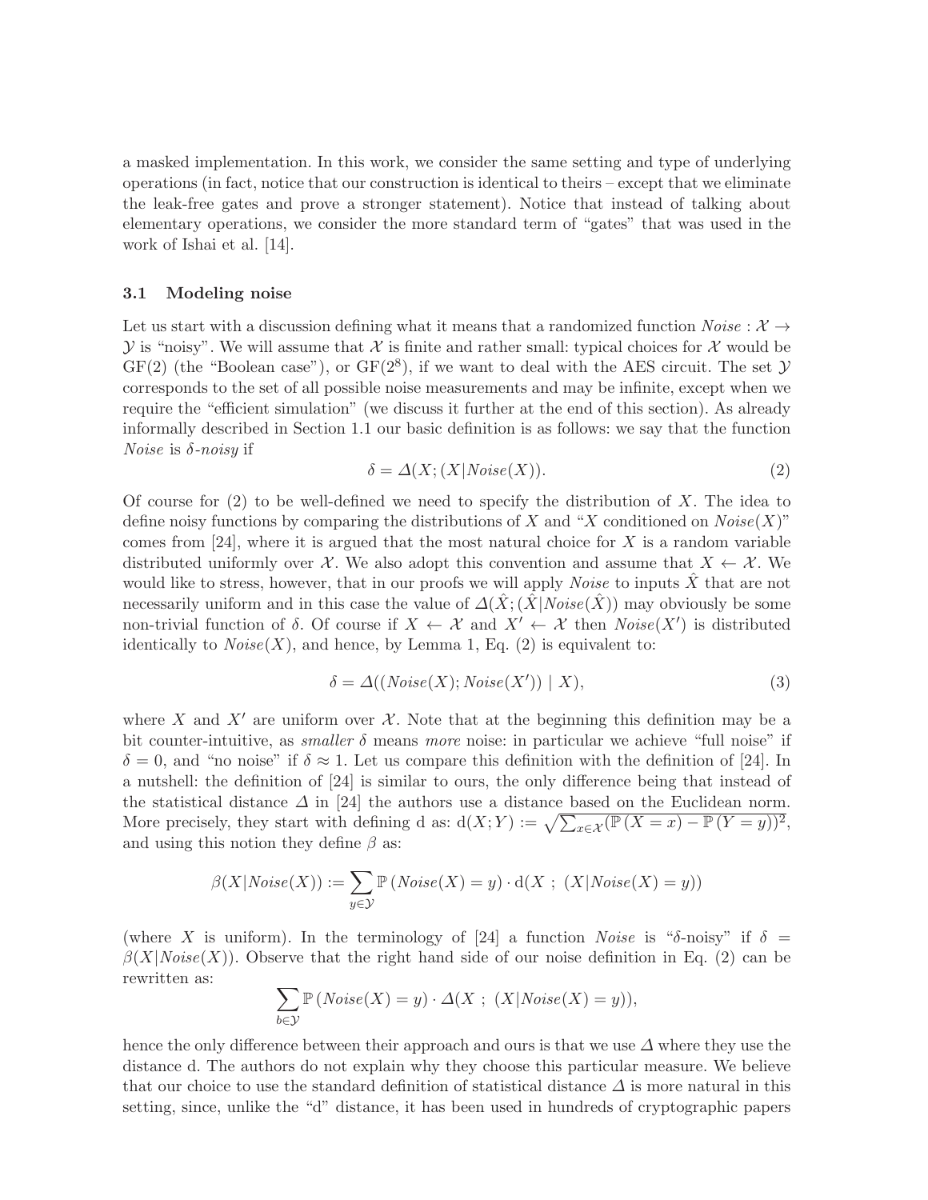a masked implementation. In this work, we consider the same setting and type of underlying operations (in fact, notice that our construction is identical to theirs – except that we eliminate the leak-free gates and prove a stronger statement). Notice that instead of talking about elementary operations, we consider the more standard term of "gates" that was used in the work of Ishai et al. [14].

### 3.1 Modeling noise

Let us start with a discussion defining what it means that a randomized function $Noise : \mathcal{X} \to \mathcal{Y}$ is "noisy". We will assume that $\mathcal{X}$ is finite and rather small: typical choices for $\mathcal{X}$ would be GF(2) (the "Boolean case"), or GF($2^8$), if we want to deal with the AES circuit. The set $\mathcal{Y}$ corresponds to the set of all possible noise measurements and may be infinite, except when we require the "efficient simulation" (we discuss it further at the end of this section). As already informally described in Section 1.1 our basic definition is as follows: we say that the function *Noise* is *δ-noisy* if

$$\delta = \Delta(X; (X|Noise(X)). \tag{2}$$

Of course for (2) to be well-defined we need to specify the distribution of $X$. The idea to define noisy functions by comparing the distributions of $X$ and "$X$ conditioned on $Noise(X)$" comes from [24], where it is argued that the most natural choice for $X$ is a random variable distributed uniformly over $\mathcal{X}$. We also adopt this convention and assume that $X \leftarrow \mathcal{X}$. We would like to stress, however, that in our proofs we will apply *Noise* to inputs $\hat{X}$ that are not necessarily uniform and in this case the value of $\Delta(\hat{X}; (\hat{X}|Noise(\hat{X}))$ may obviously be some non-trivial function of $\delta$. Of course if $X \leftarrow \mathcal{X}$ and $X' \leftarrow \mathcal{X}$ then $Noise(X')$ is distributed identically to $Noise(X)$, and hence, by Lemma 1, Eq. (2) is equivalent to:

$$\delta = \Delta((Noise(X); Noise(X')) \mid X), \tag{3}$$

where $X$ and $X'$ are uniform over $\mathcal{X}$. Note that at the beginning this definition may be a bit counter-intuitive, as *smaller* $\delta$ means *more* noise: in particular we achieve "full noise" if $\delta = 0$, and "no noise" if $\delta \approx 1$. Let us compare this definition with the definition of [24]. In a nutshell: the definition of [24] is similar to ours, the only difference being that instead of the statistical distance $\Delta$ in [24] the authors use a distance based on the Euclidean norm. More precisely, they start with defining d as: $\mathrm{d}(X;Y) := \sqrt{\sum_{x \in \mathcal{X}} (\mathbb{P}(X = x) - \mathbb{P}(Y = y))^2}$, and using this notion they define $\beta$ as:

$$\beta(X|Noise(X)) := \sum_{y \in \mathcal{Y}} \mathbb{P}(Noise(X) = y) \cdot \mathrm{d}(X \; ; \; (X|Noise(X) = y))$$

(where $X$ is uniform). In the terminology of [24] a function *Noise* is "δ-noisy" if $\delta = \beta(X|Noise(X))$. Observe that the right hand side of our noise definition in Eq. (2) can be rewritten as:

$$\sum_{b \in \mathcal{Y}} \mathbb{P}(Noise(X) = y) \cdot \Delta(X \; ; \; (X|Noise(X) = y)),$$

hence the only difference between their approach and ours is that we use $\Delta$ where they use the distance d. The authors do not explain why they choose this particular measure. We believe that our choice to use the standard definition of statistical distance $\Delta$ is more natural in this setting, since, unlike the "d" distance, it has been used in hundreds of cryptographic papers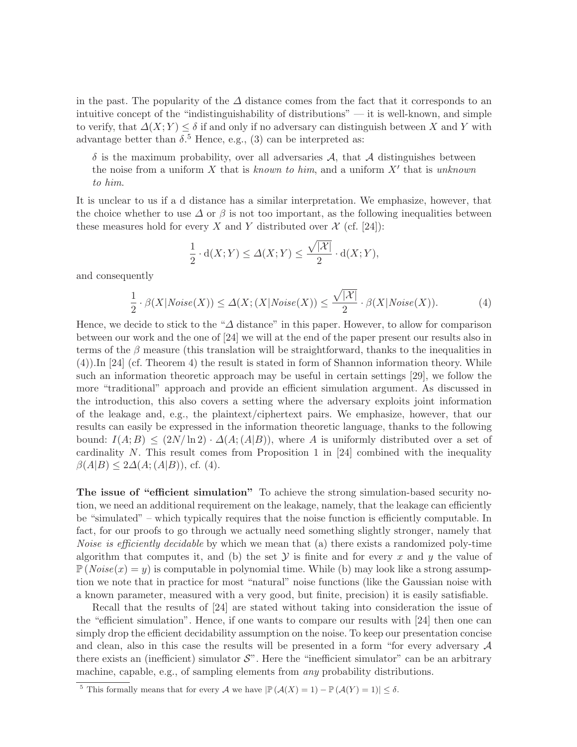in the past. The popularity of the $\Delta$ distance comes from the fact that it corresponds to an intuitive concept of the "indistinguishability of distributions" — it is well-known, and simple to verify, that $\Delta(X; Y) \leq \delta$ if and only if no adversary can distinguish between $X$ and $Y$ with advantage better than $\delta$.[5] Hence, e.g., (3) can be interpreted as:

> $\delta$ is the maximum probability, over all adversaries $\mathcal{A}$, that $\mathcal{A}$ distinguishes between the noise from a uniform $X$ that is *known to him*, and a uniform $X'$ that is *unknown to him*.

It is unclear to us if a d distance has a similar interpretation. We emphasize, however, that the choice whether to use $\Delta$ or $\beta$ is not too important, as the following inequalities between these measures hold for every $X$ and $Y$ distributed over $\mathcal{X}$ (cf. [24]):

$$\frac{1}{2} \cdot \mathrm{d}(X; Y) \leq \Delta(X; Y) \leq \frac{\sqrt{|\mathcal{X}|}}{2} \cdot \mathrm{d}(X; Y),$$

and consequently

$$\frac{1}{2} \cdot \beta(X|Noise(X)) \leq \Delta(X; (X|Noise(X)) \leq \frac{\sqrt{|\mathcal{X}|}}{2} \cdot \beta(X|Noise(X)). \tag{4}$$

Hence, we decide to stick to the "$\Delta$ distance" in this paper. However, to allow for comparison between our work and the one of [24] we will at the end of the paper present our results also in terms of the $\beta$ measure (this translation will be straightforward, thanks to the inequalities in (4)).In [24] (cf. Theorem 4) the result is stated in form of Shannon information theory. While such an information theoretic approach may be useful in certain settings [29], we follow the more "traditional" approach and provide an efficient simulation argument. As discussed in the introduction, this also covers a setting where the adversary exploits joint information of the leakage and, e.g., the plaintext/ciphertext pairs. We emphasize, however, that our results can easily be expressed in the information theoretic language, thanks to the following bound: $I(A; B) \leq (2N/\ln 2) \cdot \Delta(A; (A|B))$, where $A$ is uniformly distributed over a set of cardinality $N$. This result comes from Proposition 1 in [24] combined with the inequality $\beta(A|B) \leq 2\Delta(A; (A|B))$, cf. (4).

**The issue of "efficient simulation"** To achieve the strong simulation-based security notion, we need an additional requirement on the leakage, namely, that the leakage can efficiently be "simulated" – which typically requires that the noise function is efficiently computable. In fact, for our proofs to go through we actually need something slightly stronger, namely that *Noise is efficiently decidable* by which we mean that (a) there exists a randomized poly-time algorithm that computes it, and (b) the set $\mathcal{Y}$ is finite and for every $x$ and $y$ the value of $\mathbb{P}(Noise(x) = y)$ is computable in polynomial time. While (b) may look like a strong assumption we note that in practice for most "natural" noise functions (like the Gaussian noise with a known parameter, measured with a very good, but finite, precision) it is easily satisfiable.

Recall that the results of [24] are stated without taking into consideration the issue of the "efficient simulation". Hence, if one wants to compare our results with [24] then one can simply drop the efficient decidability assumption on the noise. To keep our presentation concise and clean, also in this case the results will be presented in a form "for every adversary $\mathcal{A}$ there exists an (inefficient) simulator $\mathcal{S}$". Here the "inefficient simulator" can be an arbitrary machine, capable, e.g., of sampling elements from *any* probability distributions.

[5] This formally means that for every $\mathcal{A}$ we have $|\mathbb{P}(\mathcal{A}(X) = 1) - \mathbb{P}(\mathcal{A}(Y) = 1)| \leq \delta$.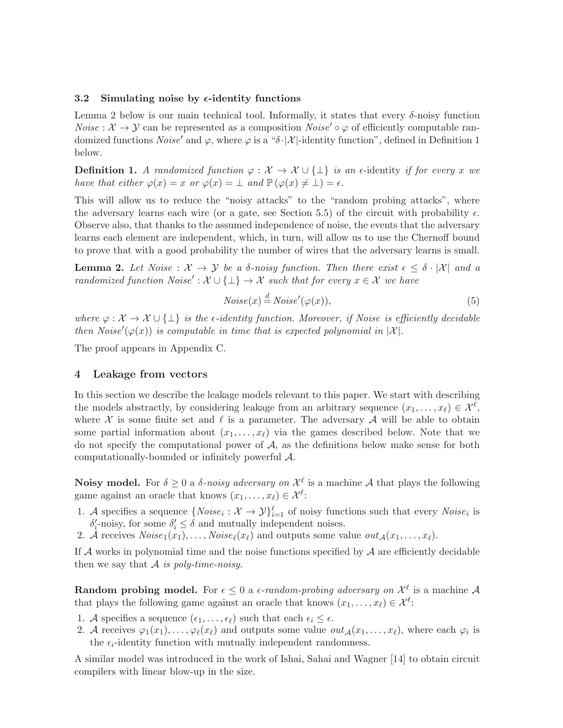### 3.2 Simulating noise by $\epsilon$-identity functions

Lemma 2 below is our main technical tool. Informally, it states that every $\delta$-noisy function $\mathit{Noise} : \mathcal{X} \to \mathcal{Y}$ can be represented as a composition $\mathit{Noise}' \circ \varphi$ of efficiently computable randomized functions $\mathit{Noise}'$ and $\varphi$, where $\varphi$ is a "$\delta \cdot |\mathcal{X}|$-identity function", defined in Definition 1 below.

**Definition 1.** *A randomized function $\varphi : \mathcal{X} \to \mathcal{X} \cup \{\perp\}$ is an* $\epsilon$-identity *if for every $x$ we have that either $\varphi(x) = x$ or $\varphi(x) = \perp$ and $\mathbb{P}(\varphi(x) \neq \perp) = \epsilon$.*

This will allow us to reduce the "noisy attacks" to the "random probing attacks", where the adversary learns each wire (or a gate, see Section 5.5) of the circuit with probability $\epsilon$. Observe also, that thanks to the assumed independence of noise, the events that the adversary learns each element are independent, which, in turn, will allow us to use the Chernoff bound to prove that with a good probability the number of wires that the adversary learns is small.

**Lemma 2.** *Let $\mathit{Noise} : \mathcal{X} \to \mathcal{Y}$ be a $\delta$-noisy function. Then there exist $\epsilon \leq \delta \cdot |\mathcal{X}|$ and a randomized function $\mathit{Noise}' : \mathcal{X} \cup \{\perp\} \to \mathcal{X}$ such that for every $x \in \mathcal{X}$ we have*

$$\mathit{Noise}(x) \stackrel{d}{=} \mathit{Noise}'(\varphi(x)), \tag{5}$$

*where $\varphi : \mathcal{X} \to \mathcal{X} \cup \{\perp\}$ is the $\epsilon$-identity function. Moreover, if $\mathit{Noise}$ is efficiently decidable then $\mathit{Noise}'(\varphi(x))$ is computable in time that is expected polynomial in $|\mathcal{X}|$.*

The proof appears in Appendix C.

## 4 Leakage from vectors

In this section we describe the leakage models relevant to this paper. We start with describing the models abstractly, by considering leakage from an arbitrary sequence $(x_1, \dots, x_\ell) \in \mathcal{X}^\ell$, where $\mathcal{X}$ is some finite set and $\ell$ is a parameter. The adversary $\mathcal{A}$ will be able to obtain some partial information about $(x_1, \dots, x_\ell)$ via the games described below. Note that we do not specify the computational power of $\mathcal{A}$, as the definitions below make sense for both computationally-bounded or infinitely powerful $\mathcal{A}$.

**Noisy model.** For $\delta \geq 0$ a *$\delta$-noisy adversary on $\mathcal{X}^\ell$* is a machine $\mathcal{A}$ that plays the following game against an oracle that knows $(x_1, \dots, x_\ell) \in \mathcal{X}^\ell$:

1. $\mathcal{A}$ specifies a sequence $\{\mathit{Noise}_i : \mathcal{X} \to \mathcal{Y}\}_{i=1}^{\ell}$ of noisy functions such that every $\mathit{Noise}_i$ is $\delta'_i$-noisy, for some $\delta'_i \leq \delta$ and mutually independent noises.
2. $\mathcal{A}$ receives $\mathit{Noise}_1(x_1), \dots, \mathit{Noise}_\ell(x_\ell)$ and outputs some value $\mathit{out}_{\mathcal{A}}(x_1, \dots, x_\ell)$.

If $\mathcal{A}$ works in polynomial time and the noise functions specified by $\mathcal{A}$ are efficiently decidable then we say that $\mathcal{A}$ *is poly-time-noisy*.

**Random probing model.** For $\epsilon \leq 0$ a *$\epsilon$-random-probing adversary on $\mathcal{X}^\ell$* is a machine $\mathcal{A}$ that plays the following game against an oracle that knows $(x_1, \dots, x_\ell) \in \mathcal{X}^\ell$:

1. $\mathcal{A}$ specifies a sequence $(\epsilon_1, \dots, \epsilon_\ell)$ such that each $\epsilon_i \leq \epsilon$.
2. $\mathcal{A}$ receives $\varphi_1(x_1), \dots, \varphi_\ell(x_\ell)$ and outputs some value $\mathit{out}_{\mathcal{A}}(x_1, \dots, x_\ell)$, where each $\varphi_i$ is the $\epsilon_i$-identity function with mutually independent randomness.

A similar model was introduced in the work of Ishai, Sahai and Wagner [14] to obtain circuit compilers with linear blow-up in the size.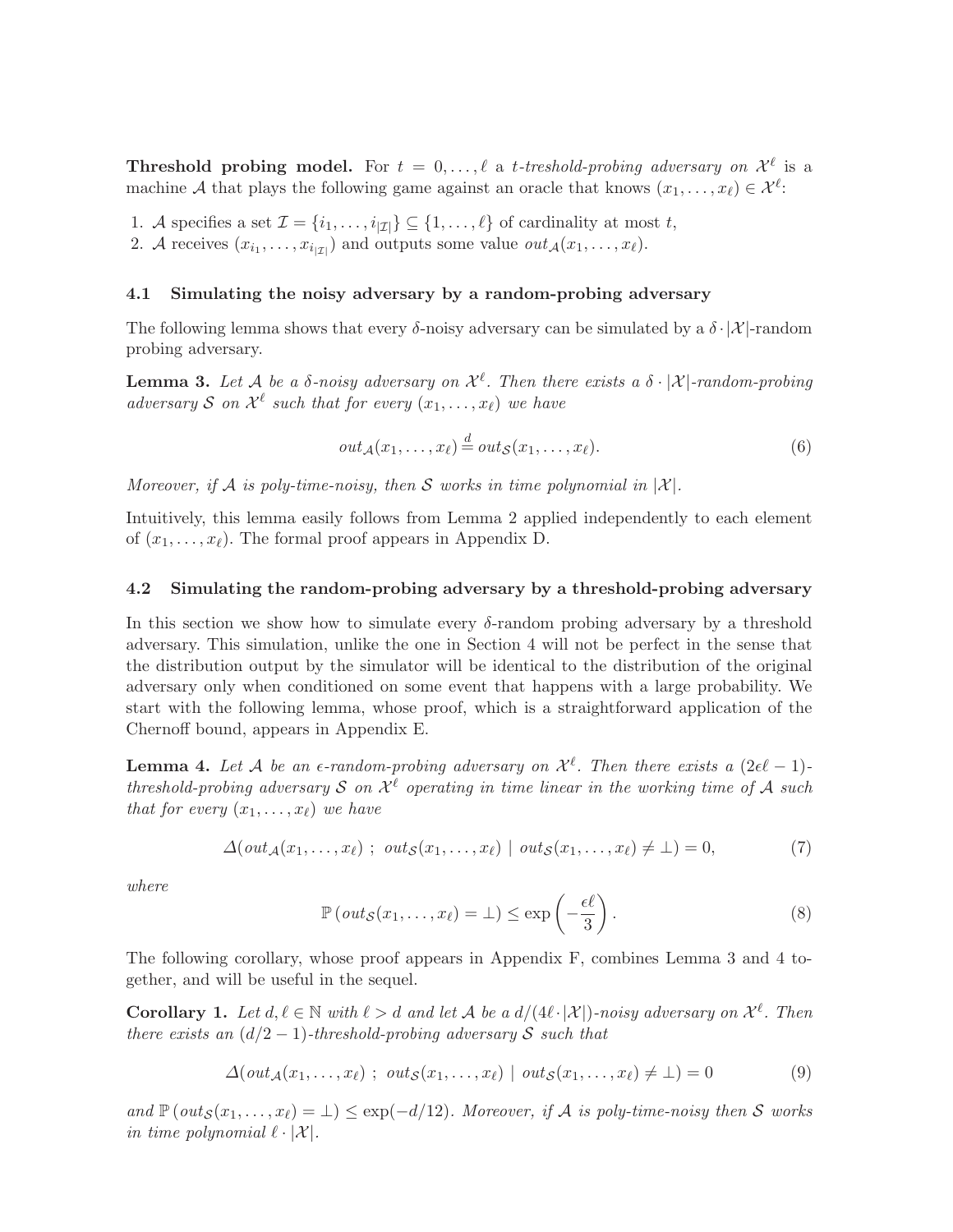**Threshold probing model.** For $t = 0, \ldots, \ell$ a *t-treshold-probing adversary on* $\mathcal{X}^\ell$ is a machine $\mathcal{A}$ that plays the following game against an oracle that knows $(x_1, \ldots, x_\ell) \in \mathcal{X}^\ell$:

1. $\mathcal{A}$ specifies a set $\mathcal{I} = \{i_1, \ldots, i_{|\mathcal{I}|}\} \subseteq \{1, \ldots, \ell\}$ of cardinality at most $t$,
2. $\mathcal{A}$ receives $(x_{i_1}, \ldots, x_{i_{|\mathcal{I}|}})$ and outputs some value $out_{\mathcal{A}}(x_1, \ldots, x_\ell)$.

### 4.1 Simulating the noisy adversary by a random-probing adversary

The following lemma shows that every $\delta$-noisy adversary can be simulated by a $\delta \cdot |\mathcal{X}|$-random probing adversary.

**Lemma 3.** *Let $\mathcal{A}$ be a $\delta$-noisy adversary on $\mathcal{X}^\ell$. Then there exists a $\delta \cdot |\mathcal{X}|$-random-probing adversary $\mathcal{S}$ on $\mathcal{X}^\ell$ such that for every $(x_1, \ldots, x_\ell)$ we have*

$$out_{\mathcal{A}}(x_1, \ldots, x_\ell) \stackrel{d}{=} out_{\mathcal{S}}(x_1, \ldots, x_\ell). \tag{6}$$

*Moreover, if $\mathcal{A}$ is poly-time-noisy, then $\mathcal{S}$ works in time polynomial in $|\mathcal{X}|$.*

Intuitively, this lemma easily follows from Lemma 2 applied independently to each element of $(x_1, \ldots, x_\ell)$. The formal proof appears in Appendix D.

### 4.2 Simulating the random-probing adversary by a threshold-probing adversary

In this section we show how to simulate every $\delta$-random probing adversary by a threshold adversary. This simulation, unlike the one in Section 4 will not be perfect in the sense that the distribution output by the simulator will be identical to the distribution of the original adversary only when conditioned on some event that happens with a large probability. We start with the following lemma, whose proof, which is a straightforward application of the Chernoff bound, appears in Appendix E.

**Lemma 4.** *Let $\mathcal{A}$ be an $\epsilon$-random-probing adversary on $\mathcal{X}^\ell$. Then there exists a $(2\epsilon\ell - 1)$-threshold-probing adversary $\mathcal{S}$ on $\mathcal{X}^\ell$ operating in time linear in the working time of $\mathcal{A}$ such that for every $(x_1, \ldots, x_\ell)$ we have*

$$\Delta(out_{\mathcal{A}}(x_1, \ldots, x_\ell) \; ; \; out_{\mathcal{S}}(x_1, \ldots, x_\ell) \mid out_{\mathcal{S}}(x_1, \ldots, x_\ell) \neq \perp) = 0, \tag{7}$$

*where*

$$\mathbb{P}\left(out_{\mathcal{S}}(x_1, \ldots, x_\ell) = \perp\right) \leq \exp\left(-\frac{\epsilon\ell}{3}\right). \tag{8}$$

The following corollary, whose proof appears in Appendix F, combines Lemma 3 and 4 together, and will be useful in the sequel.

**Corollary 1.** *Let $d, \ell \in \mathbb{N}$ with $\ell > d$ and let $\mathcal{A}$ be a $d/(4\ell \cdot |\mathcal{X}|)$-noisy adversary on $\mathcal{X}^\ell$. Then there exists an $(d/2 - 1)$-threshold-probing adversary $\mathcal{S}$ such that*

$$\Delta(out_{\mathcal{A}}(x_1, \ldots, x_\ell) \; ; \; out_{\mathcal{S}}(x_1, \ldots, x_\ell) \mid out_{\mathcal{S}}(x_1, \ldots, x_\ell) \neq \perp) = 0 \tag{9}$$

*and $\mathbb{P}\left(out_{\mathcal{S}}(x_1, \ldots, x_\ell) = \perp\right) \leq \exp(-d/12)$. Moreover, if $\mathcal{A}$ is poly-time-noisy then $\mathcal{S}$ works in time polynomial $\ell \cdot |\mathcal{X}|$.*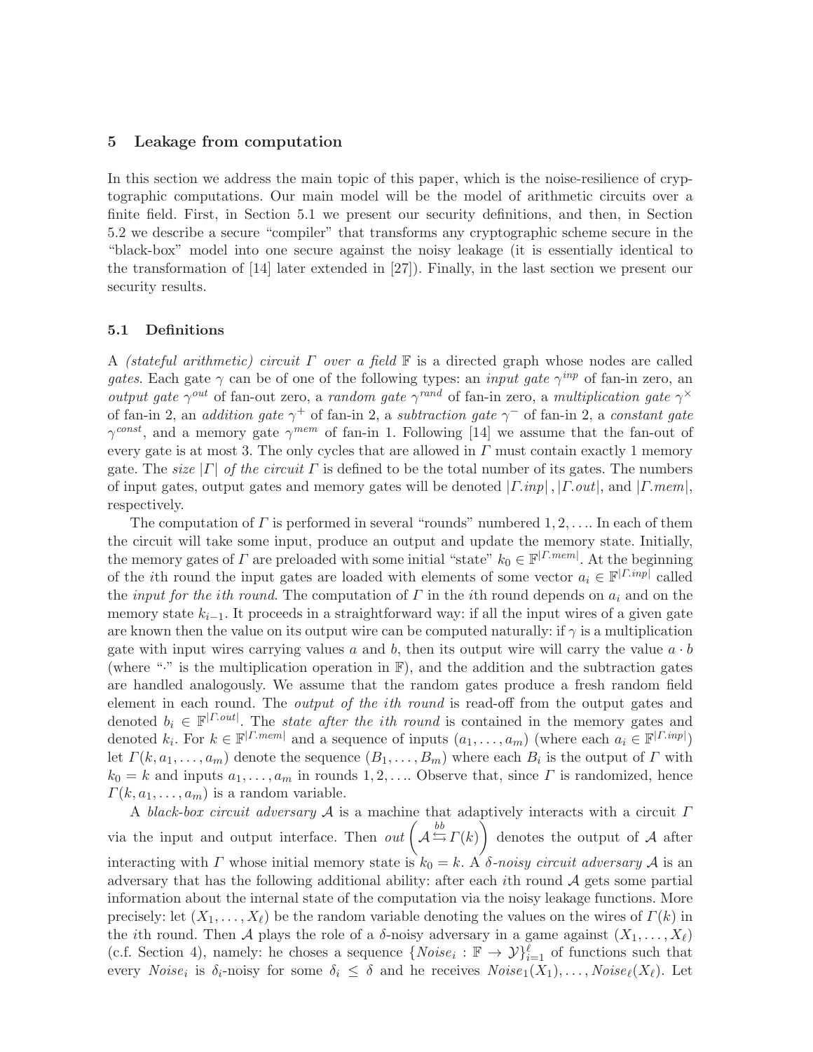## 5 Leakage from computation

In this section we address the main topic of this paper, which is the noise-resilience of cryptographic computations. Our main model will be the model of arithmetic circuits over a finite field. First, in Section 5.1 we present our security definitions, and then, in Section 5.2 we describe a secure "compiler" that transforms any cryptographic scheme secure in the "black-box" model into one secure against the noisy leakage (it is essentially identical to the transformation of [14] later extended in [27]). Finally, in the last section we present our security results.

### 5.1 Definitions

A *(stateful arithmetic) circuit* $\Gamma$ *over a field* $\mathbb{F}$ is a directed graph whose nodes are called *gates*. Each gate $\gamma$ can be of one of the following types: an *input gate* $\gamma^{inp}$ of fan-in zero, an *output gate* $\gamma^{out}$ of fan-out zero, a *random gate* $\gamma^{rand}$ of fan-in zero, a *multiplication gate* $\gamma^{\times}$ of fan-in 2, an *addition gate* $\gamma^{+}$ of fan-in 2, a *subtraction gate* $\gamma^{-}$ of fan-in 2, a *constant gate* $\gamma^{const}$, and a memory gate $\gamma^{mem}$ of fan-in 1. Following [14] we assume that the fan-out of every gate is at most 3. The only cycles that are allowed in $\Gamma$ must contain exactly 1 memory gate. The *size* $|\Gamma|$ *of the circuit* $\Gamma$ is defined to be the total number of its gates. The numbers of input gates, output gates and memory gates will be denoted $|\Gamma.inp|$, $|\Gamma.out|$, and $|\Gamma.mem|$, respectively.

The computation of $\Gamma$ is performed in several "rounds" numbered $1, 2, \ldots$. In each of them the circuit will take some input, produce an output and update the memory state. Initially, the memory gates of $\Gamma$ are preloaded with some initial "state" $k_0 \in \mathbb{F}^{|\Gamma.mem|}$. At the beginning of the $i$th round the input gates are loaded with elements of some vector $a_i \in \mathbb{F}^{|\Gamma.inp|}$ called the *input for the* $i$*th round*. The computation of $\Gamma$ in the $i$th round depends on $a_i$ and on the memory state $k_{i-1}$. It proceeds in a straightforward way: if all the input wires of a given gate are known then the value on its output wire can be computed naturally: if $\gamma$ is a multiplication gate with input wires carrying values $a$ and $b$, then its output wire will carry the value $a \cdot b$ (where "$\cdot$" is the multiplication operation in $\mathbb{F}$), and the addition and the subtraction gates are handled analogously. We assume that the random gates produce a fresh random field element in each round. The *output of the* $i$*th round* is read-off from the output gates and denoted $b_i \in \mathbb{F}^{|\Gamma.out|}$. The *state after the* $i$*th round* is contained in the memory gates and denoted $k_i$. For $k \in \mathbb{F}^{|\Gamma.mem|}$ and a sequence of inputs $(a_1, \ldots, a_m)$ (where each $a_i \in \mathbb{F}^{|\Gamma.inp|}$) let $\Gamma(k, a_1, \ldots, a_m)$ denote the sequence $(B_1, \ldots, B_m)$ where each $B_i$ is the output of $\Gamma$ with $k_0 = k$ and inputs $a_1, \ldots, a_m$ in rounds $1, 2, \ldots$. Observe that, since $\Gamma$ is randomized, hence $\Gamma(k, a_1, \ldots, a_m)$ is a random variable.

A *black-box circuit adversary* $\mathcal{A}$ is a machine that adaptively interacts with a circuit $\Gamma$ via the input and output interface. Then $out\left(\mathcal{A} \overset{bb}{\leftrightarrows} \Gamma(k)\right)$ denotes the output of $\mathcal{A}$ after interacting with $\Gamma$ whose initial memory state is $k_0 = k$. A $\delta$*-noisy circuit adversary* $\mathcal{A}$ is an adversary that has the following additional ability: after each $i$th round $\mathcal{A}$ gets some partial information about the internal state of the computation via the noisy leakage functions. More precisely: let $(X_1, \ldots, X_\ell)$ be the random variable denoting the values on the wires of $\Gamma(k)$ in the $i$th round. Then $\mathcal{A}$ plays the role of a $\delta$-noisy adversary in a game against $(X_1, \ldots, X_\ell)$ (c.f. Section 4), namely: he choses a sequence $\{Noise_i : \mathbb{F} \to \mathcal{Y}\}_{i=1}^{\ell}$ of functions such that every $Noise_i$ is $\delta_i$-noisy for some $\delta_i \leq \delta$ and he receives $Noise_1(X_1), \ldots, Noise_\ell(X_\ell)$. Let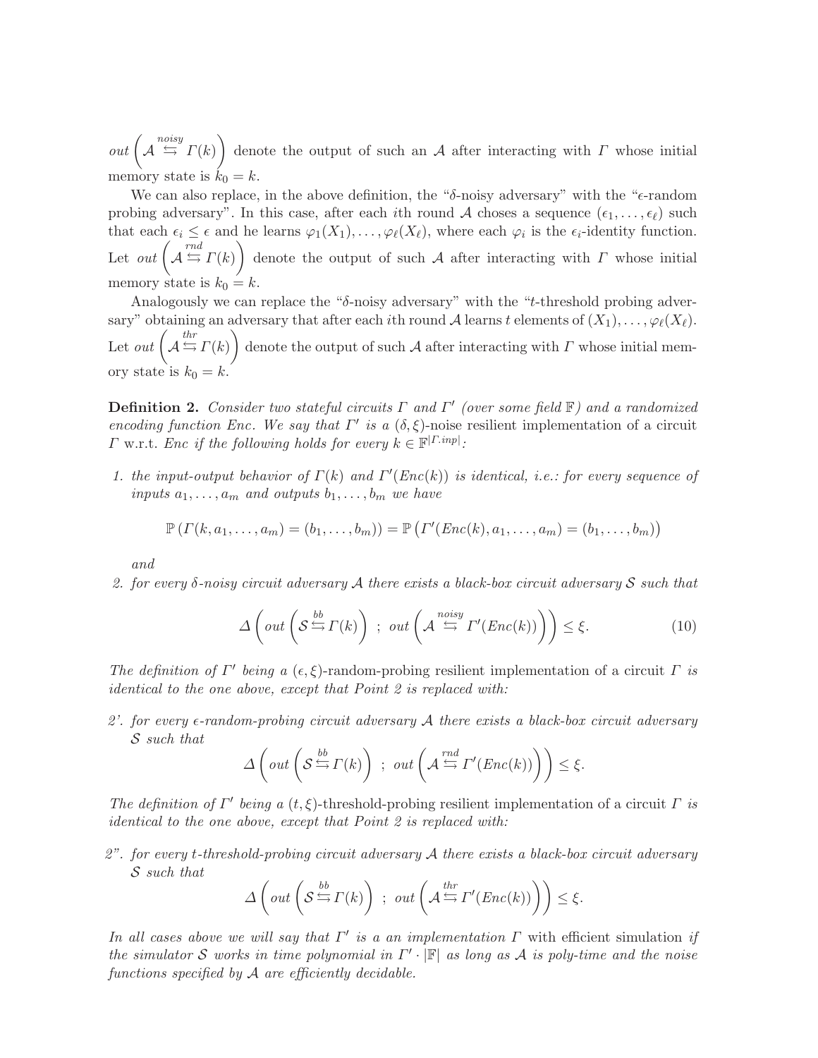$out\left(\mathcal{A} \overset{noisy}{\leftrightarrows} \Gamma(k)\right)$ denote the output of such an $\mathcal{A}$ after interacting with $\Gamma$ whose initial memory state is $k_0 = k$.

We can also replace, in the above definition, the "$\delta$-noisy adversary" with the "$\epsilon$-random probing adversary". In this case, after each $i$th round $\mathcal{A}$ choses a sequence $(\epsilon_1, \ldots, \epsilon_\ell)$ such that each $\epsilon_i \leq \epsilon$ and he learns $\varphi_1(X_1), \ldots, \varphi_\ell(X_\ell)$, where each $\varphi_i$ is the $\epsilon_i$-identity function. Let $out\left(\mathcal{A} \overset{rnd}{\leftrightarrows} \Gamma(k)\right)$ denote the output of such $\mathcal{A}$ after interacting with $\Gamma$ whose initial memory state is $k_0 = k$.

Analogously we can replace the "$\delta$-noisy adversary" with the "$t$-threshold probing adversary" obtaining an adversary that after each $i$th round $\mathcal{A}$ learns $t$ elements of $(X_1), \ldots, \varphi_\ell(X_\ell)$. Let $out\left(\mathcal{A} \overset{thr}{\leftrightarrows} \Gamma(k)\right)$ denote the output of such $\mathcal{A}$ after interacting with $\Gamma$ whose initial memory state is $k_0 = k$.

**Definition 2.** *Consider two stateful circuits $\Gamma$ and $\Gamma'$ (over some field $\mathbb{F}$) and a randomized encoding function Enc. We say that $\Gamma'$ is a $(\delta, \xi)$-*noise resilient implementation *of a circuit $\Gamma$* w.r.t. *Enc if the following holds for every $k \in \mathbb{F}^{|\Gamma.inp|}$:*

1. *the input-output behavior of $\Gamma(k)$ and $\Gamma'(Enc(k))$ is identical, i.e.: for every sequence of inputs $a_1, \ldots, a_m$ and outputs $b_1, \ldots, b_m$ we have*

$$\mathbb{P}\left(\Gamma(k, a_1, \ldots, a_m) = (b_1, \ldots, b_m)\right) = \mathbb{P}\left(\Gamma'(Enc(k), a_1, \ldots, a_m) = (b_1, \ldots, b_m)\right)$$

   *and*

2. *for every $\delta$-noisy circuit adversary $\mathcal{A}$ there exists a black-box circuit adversary $\mathcal{S}$ such that*

$$\Delta\left(out\left(\mathcal{S} \overset{bb}{\leftrightarrows} \Gamma(k)\right) \; ; \; out\left(\mathcal{A} \overset{noisy}{\leftrightarrows} \Gamma'(Enc(k))\right)\right) \leq \xi. \tag{10}$$

*The definition of $\Gamma'$ being a $(\epsilon, \xi)$-random-probing resilient implementation of a circuit $\Gamma$ is identical to the one above, except that Point 2 is replaced with:*

2'. *for every $\epsilon$-random-probing circuit adversary $\mathcal{A}$ there exists a black-box circuit adversary $\mathcal{S}$ such that*

$$\Delta\left(out\left(\mathcal{S} \overset{bb}{\leftrightarrows} \Gamma(k)\right) \; ; \; out\left(\mathcal{A} \overset{rnd}{\leftrightarrows} \Gamma'(Enc(k))\right)\right) \leq \xi.$$

*The definition of $\Gamma'$ being a $(t, \xi)$-threshold-probing resilient implementation of a circuit $\Gamma$ is identical to the one above, except that Point 2 is replaced with:*

2". *for every $t$-threshold-probing circuit adversary $\mathcal{A}$ there exists a black-box circuit adversary $\mathcal{S}$ such that*

$$\Delta\left(out\left(\mathcal{S} \overset{bb}{\leftrightarrows} \Gamma(k)\right) \; ; \; out\left(\mathcal{A} \overset{thr}{\leftrightarrows} \Gamma'(Enc(k))\right)\right) \leq \xi.$$

*In all cases above we will say that $\Gamma'$ is a an implementation $\Gamma$* with efficient simulation *if the simulator $\mathcal{S}$ works in time polynomial in $\Gamma' \cdot |\mathbb{F}|$ as long as $\mathcal{A}$ is poly-time and the noise functions specified by $\mathcal{A}$ are efficiently decidable.*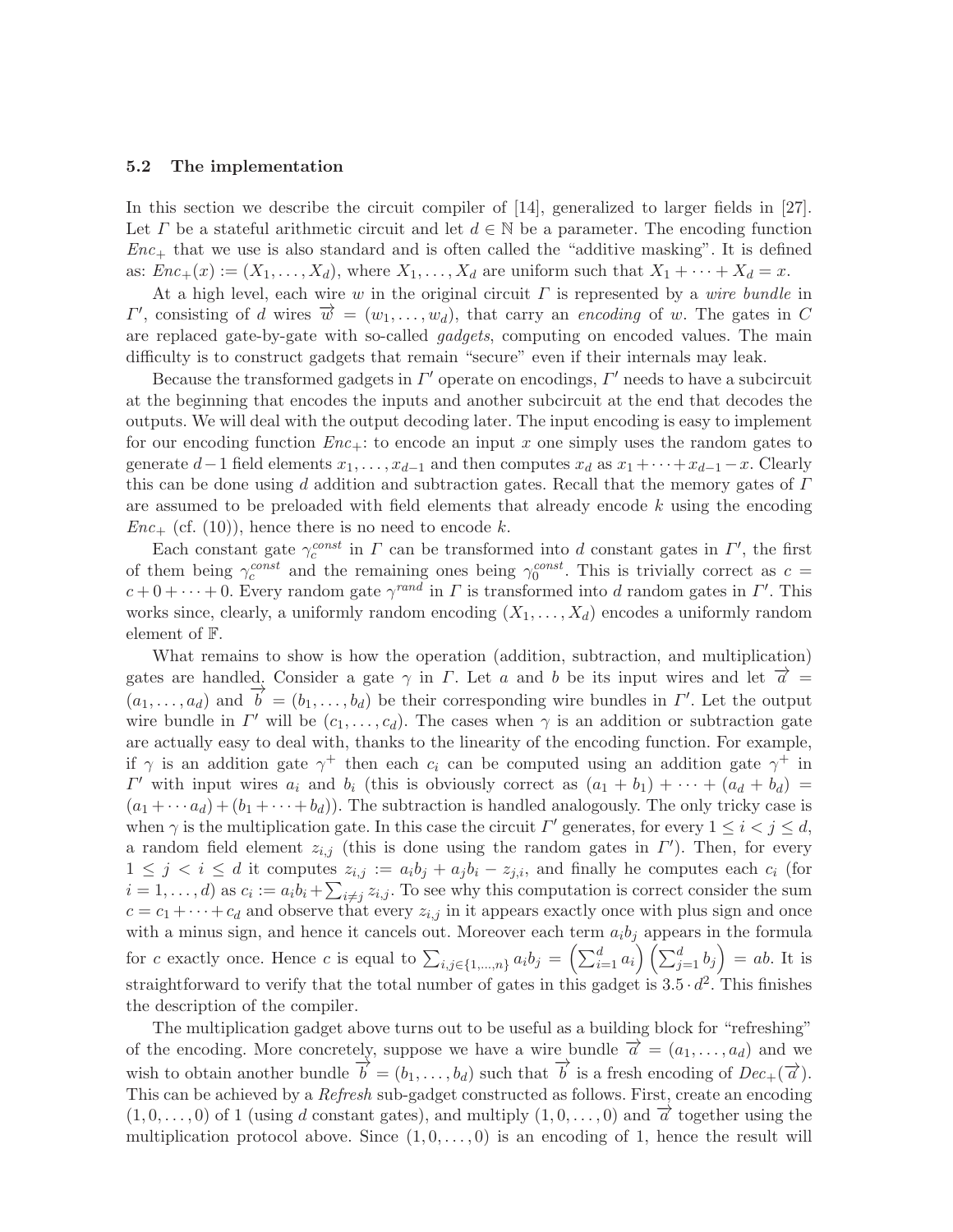### 5.2 The implementation

In this section we describe the circuit compiler of [14], generalized to larger fields in [27]. Let $\Gamma$ be a stateful arithmetic circuit and let $d \in \mathbb{N}$ be a parameter. The encoding function $Enc_+$ that we use is also standard and is often called the "additive masking". It is defined as: $Enc_+(x) := (X_1, \ldots, X_d)$, where $X_1, \ldots, X_d$ are uniform such that $X_1 + \cdots + X_d = x$.

At a high level, each wire $w$ in the original circuit $\Gamma$ is represented by a *wire bundle* in $\Gamma'$, consisting of $d$ wires $\overrightarrow{w} = (w_1, \ldots, w_d)$, that carry an *encoding* of $w$. The gates in $C$ are replaced gate-by-gate with so-called *gadgets*, computing on encoded values. The main difficulty is to construct gadgets that remain "secure" even if their internals may leak.

Because the transformed gadgets in $\Gamma'$ operate on encodings, $\Gamma'$ needs to have a subcircuit at the beginning that encodes the inputs and another subcircuit at the end that decodes the outputs. We will deal with the output decoding later. The input encoding is easy to implement for our encoding function $Enc_+$: to encode an input $x$ one simply uses the random gates to generate $d-1$ field elements $x_1, \ldots, x_{d-1}$ and then computes $x_d$ as $x_1 + \cdots + x_{d-1} - x$. Clearly this can be done using $d$ addition and subtraction gates. Recall that the memory gates of $\Gamma$ are assumed to be preloaded with field elements that already encode $k$ using the encoding $Enc_+$ (cf. (10)), hence there is no need to encode $k$.

Each constant gate $\gamma_c^{const}$ in $\Gamma$ can be transformed into $d$ constant gates in $\Gamma'$, the first of them being $\gamma_c^{const}$ and the remaining ones being $\gamma_0^{const}$. This is trivially correct as $c = c + 0 + \cdots + 0$. Every random gate $\gamma^{rand}$ in $\Gamma$ is transformed into $d$ random gates in $\Gamma'$. This works since, clearly, a uniformly random encoding $(X_1, \ldots, X_d)$ encodes a uniformly random element of $\mathbb{F}$.

What remains to show is how the operation (addition, subtraction, and multiplication) gates are handled. Consider a gate $\gamma$ in $\Gamma$. Let $a$ and $b$ be its input wires and let $\overrightarrow{a} = (a_1, \ldots, a_d)$ and $\overrightarrow{b} = (b_1, \ldots, b_d)$ be their corresponding wire bundles in $\Gamma'$. Let the output wire bundle in $\Gamma'$ will be $(c_1, \ldots, c_d)$. The cases when $\gamma$ is an addition or subtraction gate are actually easy to deal with, thanks to the linearity of the encoding function. For example, if $\gamma$ is an addition gate $\gamma^+$ then each $c_i$ can be computed using an addition gate $\gamma^+$ in $\Gamma'$ with input wires $a_i$ and $b_i$ (this is obviously correct as $(a_1 + b_1) + \cdots + (a_d + b_d) = (a_1 + \cdots a_d) + (b_1 + \cdots + b_d)$). The subtraction is handled analogously. The only tricky case is when $\gamma$ is the multiplication gate. In this case the circuit $\Gamma'$ generates, for every $1 \leq i < j \leq d$, a random field element $z_{i,j}$ (this is done using the random gates in $\Gamma'$). Then, for every $1 \leq j < i \leq d$ it computes $z_{i,j} := a_i b_j + a_j b_i - z_{j,i}$, and finally he computes each $c_i$ (for $i = 1, \ldots, d$) as $c_i := a_i b_i + \sum_{i \neq j} z_{i,j}$. To see why this computation is correct consider the sum $c = c_1 + \cdots + c_d$ and observe that every $z_{i,j}$ in it appears exactly once with plus sign and once with a minus sign, and hence it cancels out. Moreover each term $a_i b_j$ appears in the formula for $c$ exactly once. Hence $c$ is equal to $\sum_{i,j \in \{1,\ldots,n\}} a_i b_j = \left(\sum_{i=1}^{d} a_i\right)\left(\sum_{j=1}^{d} b_j\right) = ab$. It is straightforward to verify that the total number of gates in this gadget is $3.5 \cdot d^2$. This finishes the description of the compiler.

The multiplication gadget above turns out to be useful as a building block for "refreshing" of the encoding. More concretely, suppose we have a wire bundle $\overrightarrow{a} = (a_1, \ldots, a_d)$ and we wish to obtain another bundle $\overrightarrow{b} = (b_1, \ldots, b_d)$ such that $\overrightarrow{b}$ is a fresh encoding of $Dec_+(\overrightarrow{a})$. This can be achieved by a *Refresh* sub-gadget constructed as follows. First, create an encoding $(1, 0, \ldots, 0)$ of 1 (using $d$ constant gates), and multiply $(1, 0, \ldots, 0)$ and $\overrightarrow{a}$ together using the multiplication protocol above. Since $(1, 0, \ldots, 0)$ is an encoding of 1, hence the result will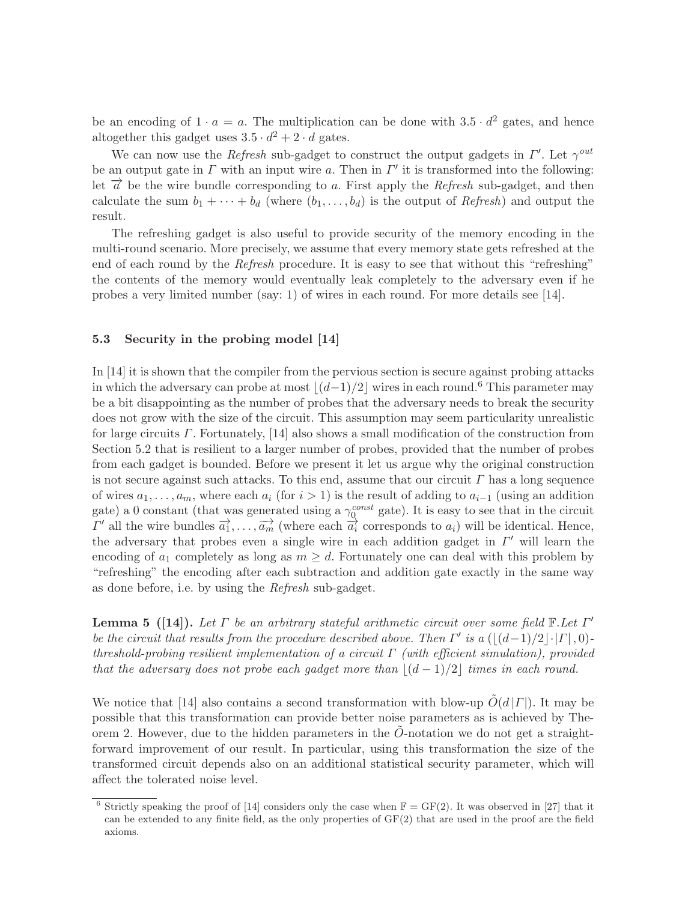be an encoding of $1 \cdot a = a$. The multiplication can be done with $3.5 \cdot d^2$ gates, and hence altogether this gadget uses $3.5 \cdot d^2 + 2 \cdot d$ gates.

We can now use the *Refresh* sub-gadget to construct the output gadgets in $\Gamma'$. Let $\gamma^{out}$ be an output gate in $\Gamma$ with an input wire $a$. Then in $\Gamma'$ it is transformed into the following: let $\overrightarrow{a}$ be the wire bundle corresponding to $a$. First apply the *Refresh* sub-gadget, and then calculate the sum $b_1 + \cdots + b_d$ (where $(b_1, \ldots, b_d)$ is the output of *Refresh*) and output the result.

The refreshing gadget is also useful to provide security of the memory encoding in the multi-round scenario. More precisely, we assume that every memory state gets refreshed at the end of each round by the *Refresh* procedure. It is easy to see that without this "refreshing" the contents of the memory would eventually leak completely to the adversary even if he probes a very limited number (say: 1) of wires in each round. For more details see [14].

### 5.3 Security in the probing model [14]

In [14] it is shown that the compiler from the pervious section is secure against probing attacks in which the adversary can probe at most $\lfloor (d-1)/2 \rfloor$ wires in each round.[6] This parameter may be a bit disappointing as the number of probes that the adversary needs to break the security does not grow with the size of the circuit. This assumption may seem particularity unrealistic for large circuits $\Gamma$. Fortunately, [14] also shows a small modification of the construction from Section 5.2 that is resilient to a larger number of probes, provided that the number of probes from each gadget is bounded. Before we present it let us argue why the original construction is not secure against such attacks. To this end, assume that our circuit $\Gamma$ has a long sequence of wires $a_1, \ldots, a_m$, where each $a_i$ (for $i > 1$) is the result of adding to $a_{i-1}$ (using an addition gate) a 0 constant (that was generated using a $\gamma_0^{const}$ gate). It is easy to see that in the circuit $\Gamma'$ all the wire bundles $\overrightarrow{a_1}, \ldots, \overrightarrow{a_m}$ (where each $\overrightarrow{a_i}$ corresponds to $a_i$) will be identical. Hence, the adversary that probes even a single wire in each addition gadget in $\Gamma'$ will learn the encoding of $a_1$ completely as long as $m \geq d$. Fortunately one can deal with this problem by "refreshing" the encoding after each subtraction and addition gate exactly in the same way as done before, i.e. by using the *Refresh* sub-gadget.

**Lemma 5 ([14]).** *Let $\Gamma$ be an arbitrary stateful arithmetic circuit over some field $\mathbb{F}$. Let $\Gamma'$ be the circuit that results from the procedure described above. Then $\Gamma'$ is a $(\lfloor (d-1)/2 \rfloor \cdot |\Gamma|, 0)$-threshold-probing resilient implementation of a circuit $\Gamma$ (with efficient simulation), provided that the adversary does not probe each gadget more than $\lfloor (d-1)/2 \rfloor$ times in each round.*

We notice that [14] also contains a second transformation with blow-up $\tilde{O}(d\,|\Gamma|)$. It may be possible that this transformation can provide better noise parameters as is achieved by Theorem 2. However, due to the hidden parameters in the $\tilde{O}$-notation we do not get a straightforward improvement of our result. In particular, using this transformation the size of the transformed circuit depends also on an additional statistical security parameter, which will affect the tolerated noise level.

[6] Strictly speaking the proof of [14] considers only the case when $\mathbb{F} = \mathrm{GF}(2)$. It was observed in [27] that it can be extended to any finite field, as the only properties of GF(2) that are used in the proof are the field axioms.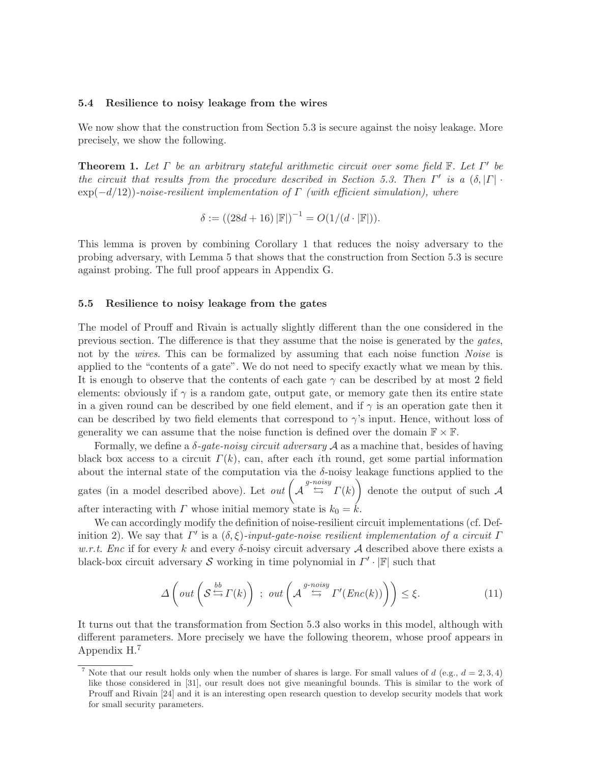### 5.4 Resilience to noisy leakage from the wires

We now show that the construction from Section 5.3 is secure against the noisy leakage. More precisely, we show the following.

**Theorem 1.** *Let $\Gamma$ be an arbitrary stateful arithmetic circuit over some field $\mathbb{F}$. Let $\Gamma'$ be the circuit that results from the procedure described in Section 5.3. Then $\Gamma'$ is a $(\delta, |\Gamma| \cdot \exp(-d/12))$-noise-resilient implementation of $\Gamma$ (with efficient simulation), where*

$$\delta := ((28d + 16)\,|\mathbb{F}|)^{-1} = O(1/(d \cdot |\mathbb{F}|)).$$

This lemma is proven by combining Corollary 1 that reduces the noisy adversary to the probing adversary, with Lemma 5 that shows that the construction from Section 5.3 is secure against probing. The full proof appears in Appendix G.

### 5.5 Resilience to noisy leakage from the gates

The model of Prouff and Rivain is actually slightly different than the one considered in the previous section. The difference is that they assume that the noise is generated by the *gates*, not by the *wires*. This can be formalized by assuming that each noise function *Noise* is applied to the "contents of a gate". We do not need to specify exactly what we mean by this. It is enough to observe that the contents of each gate $\gamma$ can be described by at most 2 field elements: obviously if $\gamma$ is a random gate, output gate, or memory gate then its entire state in a given round can be described by one field element, and if $\gamma$ is an operation gate then it can be described by two field elements that correspond to $\gamma$'s input. Hence, without loss of generality we can assume that the noise function is defined over the domain $\mathbb{F} \times \mathbb{F}$.

Formally, we define a $\delta$*-gate-noisy circuit adversary* $\mathcal{A}$ as a machine that, besides of having black box access to a circuit $\Gamma(k)$, can, after each $i$th round, get some partial information about the internal state of the computation via the $\delta$-noisy leakage functions applied to the gates (in a model described above). Let $out\left(\mathcal{A} \overset{g\text{-}noisy}{\leftrightarrows} \Gamma(k)\right)$ denote the output of such $\mathcal{A}$ after interacting with $\Gamma$ whose initial memory state is $k_0 = k$.

We can accordingly modify the definition of noise-resilient circuit implementations (cf. Definition 2). We say that $\Gamma'$ is a $(\delta, \xi)$*-input-gate-noise resilient implementation of a circuit* $\Gamma$ *w.r.t. Enc* if for every $k$ and every $\delta$-noisy circuit adversary $\mathcal{A}$ described above there exists a black-box circuit adversary $\mathcal{S}$ working in time polynomial in $\Gamma' \cdot |\mathbb{F}|$ such that

$$\Delta\left(out\left(\mathcal{S} \overset{bb}{\leftrightarrows} \Gamma(k)\right)\ ;\ out\left(\mathcal{A} \overset{g\text{-}noisy}{\leftrightarrows} \Gamma'(Enc(k))\right)\right) \leq \xi. \tag{11}$$

It turns out that the transformation from Section 5.3 also works in this model, although with different parameters. More precisely we have the following theorem, whose proof appears in Appendix H.[7]

[7] Note that our result holds only when the number of shares is large. For small values of $d$ (e.g., $d = 2, 3, 4$) like those considered in [31], our result does not give meaningful bounds. This is similar to the work of Prouff and Rivain [24] and it is an interesting open research question to develop security models that work for small security parameters.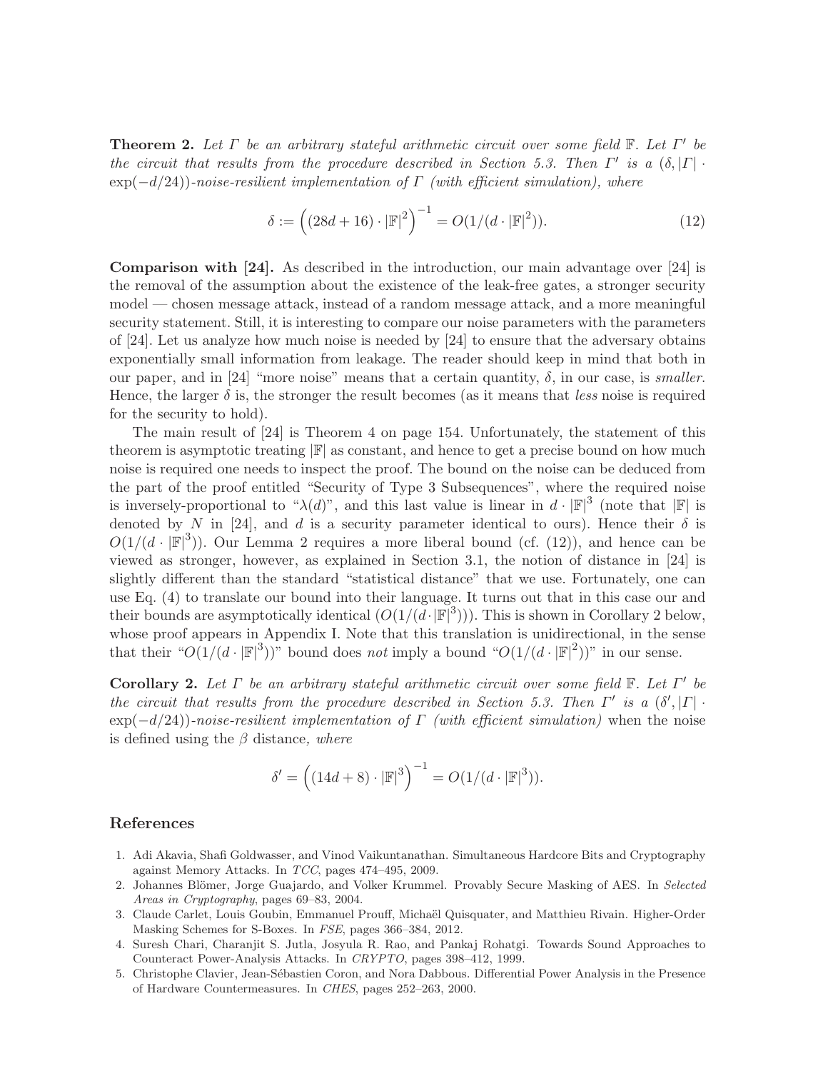**Theorem 2.** *Let $\Gamma$ be an arbitrary stateful arithmetic circuit over some field $\mathbb{F}$. Let $\Gamma'$ be the circuit that results from the procedure described in Section 5.3. Then $\Gamma'$ is a $(\delta, |\Gamma| \cdot \exp(-d/24))$-noise-resilient implementation of $\Gamma$ (with efficient simulation), where*

$$\delta := \left((28d+16) \cdot |\mathbb{F}|^2\right)^{-1} = O(1/(d \cdot |\mathbb{F}|^2)). \tag{12}$$

**Comparison with [24].** As described in the introduction, our main advantage over [24] is the removal of the assumption about the existence of the leak-free gates, a stronger security model — chosen message attack, instead of a random message attack, and a more meaningful security statement. Still, it is interesting to compare our noise parameters with the parameters of [24]. Let us analyze how much noise is needed by [24] to ensure that the adversary obtains exponentially small information from leakage. The reader should keep in mind that both in our paper, and in [24] "more noise" means that a certain quantity, $\delta$, in our case, is *smaller*. Hence, the larger $\delta$ is, the stronger the result becomes (as it means that *less* noise is required for the security to hold).

The main result of [24] is Theorem 4 on page 154. Unfortunately, the statement of this theorem is asymptotic treating $|\mathbb{F}|$ as constant, and hence to get a precise bound on how much noise is required one needs to inspect the proof. The bound on the noise can be deduced from the part of the proof entitled "Security of Type 3 Subsequences", where the required noise is inversely-proportional to "$\lambda(d)$", and this last value is linear in $d \cdot |\mathbb{F}|^3$ (note that $|\mathbb{F}|$ is denoted by $N$ in [24], and $d$ is a security parameter identical to ours). Hence their $\delta$ is $O(1/(d \cdot |\mathbb{F}|^3))$. Our Lemma 2 requires a more liberal bound (cf. (12)), and hence can be viewed as stronger, however, as explained in Section 3.1, the notion of distance in [24] is slightly different than the standard "statistical distance" that we use. Fortunately, one can use Eq. (4) to translate our bound into their language. It turns out that in this case our and their bounds are asymptotically identical ($O(1/(d \cdot |\mathbb{F}|^3))$). This is shown in Corollary 2 below, whose proof appears in Appendix I. Note that this translation is unidirectional, in the sense that their "$O(1/(d \cdot |\mathbb{F}|^3))$" bound does *not* imply a bound "$O(1/(d \cdot |\mathbb{F}|^2))$" in our sense.

**Corollary 2.** *Let $\Gamma$ be an arbitrary stateful arithmetic circuit over some field $\mathbb{F}$. Let $\Gamma'$ be the circuit that results from the procedure described in Section 5.3. Then $\Gamma'$ is a $(\delta', |\Gamma| \cdot \exp(-d/24))$-noise-resilient implementation of $\Gamma$ (with efficient simulation)* when the noise is defined using the $\beta$ distance*, where*

$$\delta' = \left((14d+8) \cdot |\mathbb{F}|^3\right)^{-1} = O(1/(d \cdot |\mathbb{F}|^3)).$$

## References

1. Adi Akavia, Shafi Goldwasser, and Vinod Vaikuntanathan. Simultaneous Hardcore Bits and Cryptography against Memory Attacks. In *TCC*, pages 474–495, 2009.
2. Johannes Blömer, Jorge Guajardo, and Volker Krummel. Provably Secure Masking of AES. In *Selected Areas in Cryptography*, pages 69–83, 2004.
3. Claude Carlet, Louis Goubin, Emmanuel Prouff, Michaël Quisquater, and Matthieu Rivain. Higher-Order Masking Schemes for S-Boxes. In *FSE*, pages 366–384, 2012.
4. Suresh Chari, Charanjit S. Jutla, Josyula R. Rao, and Pankaj Rohatgi. Towards Sound Approaches to Counteract Power-Analysis Attacks. In *CRYPTO*, pages 398–412, 1999.
5. Christophe Clavier, Jean-Sébastien Coron, and Nora Dabbous. Differential Power Analysis in the Presence of Hardware Countermeasures. In *CHES*, pages 252–263, 2000.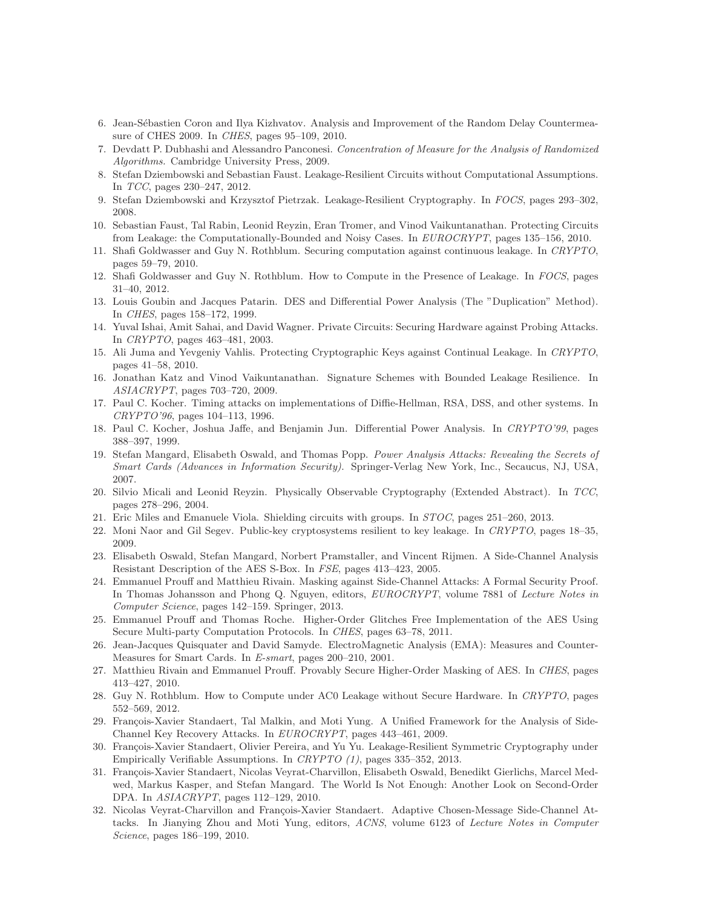6. Jean-Sébastien Coron and Ilya Kizhvatov. Analysis and Improvement of the Random Delay Countermeasure of CHES 2009. In *CHES*, pages 95–109, 2010.
7. Devdatt P. Dubhashi and Alessandro Panconesi. *Concentration of Measure for the Analysis of Randomized Algorithms*. Cambridge University Press, 2009.
8. Stefan Dziembowski and Sebastian Faust. Leakage-Resilient Circuits without Computational Assumptions. In *TCC*, pages 230–247, 2012.
9. Stefan Dziembowski and Krzysztof Pietrzak. Leakage-Resilient Cryptography. In *FOCS*, pages 293–302, 2008.
10. Sebastian Faust, Tal Rabin, Leonid Reyzin, Eran Tromer, and Vinod Vaikuntanathan. Protecting Circuits from Leakage: the Computationally-Bounded and Noisy Cases. In *EUROCRYPT*, pages 135–156, 2010.
11. Shafi Goldwasser and Guy N. Rothblum. Securing computation against continuous leakage. In *CRYPTO*, pages 59–79, 2010.
12. Shafi Goldwasser and Guy N. Rothblum. How to Compute in the Presence of Leakage. In *FOCS*, pages 31–40, 2012.
13. Louis Goubin and Jacques Patarin. DES and Differential Power Analysis (The "Duplication" Method). In *CHES*, pages 158–172, 1999.
14. Yuval Ishai, Amit Sahai, and David Wagner. Private Circuits: Securing Hardware against Probing Attacks. In *CRYPTO*, pages 463–481, 2003.
15. Ali Juma and Yevgeniy Vahlis. Protecting Cryptographic Keys against Continual Leakage. In *CRYPTO*, pages 41–58, 2010.
16. Jonathan Katz and Vinod Vaikuntanathan. Signature Schemes with Bounded Leakage Resilience. In *ASIACRYPT*, pages 703–720, 2009.
17. Paul C. Kocher. Timing attacks on implementations of Diffie-Hellman, RSA, DSS, and other systems. In *CRYPTO'96*, pages 104–113, 1996.
18. Paul C. Kocher, Joshua Jaffe, and Benjamin Jun. Differential Power Analysis. In *CRYPTO'99*, pages 388–397, 1999.
19. Stefan Mangard, Elisabeth Oswald, and Thomas Popp. *Power Analysis Attacks: Revealing the Secrets of Smart Cards (Advances in Information Security)*. Springer-Verlag New York, Inc., Secaucus, NJ, USA, 2007.
20. Silvio Micali and Leonid Reyzin. Physically Observable Cryptography (Extended Abstract). In *TCC*, pages 278–296, 2004.
21. Eric Miles and Emanuele Viola. Shielding circuits with groups. In *STOC*, pages 251–260, 2013.
22. Moni Naor and Gil Segev. Public-key cryptosystems resilient to key leakage. In *CRYPTO*, pages 18–35, 2009.
23. Elisabeth Oswald, Stefan Mangard, Norbert Pramstaller, and Vincent Rijmen. A Side-Channel Analysis Resistant Description of the AES S-Box. In *FSE*, pages 413–423, 2005.
24. Emmanuel Prouff and Matthieu Rivain. Masking against Side-Channel Attacks: A Formal Security Proof. In Thomas Johansson and Phong Q. Nguyen, editors, *EUROCRYPT*, volume 7881 of *Lecture Notes in Computer Science*, pages 142–159. Springer, 2013.
25. Emmanuel Prouff and Thomas Roche. Higher-Order Glitches Free Implementation of the AES Using Secure Multi-party Computation Protocols. In *CHES*, pages 63–78, 2011.
26. Jean-Jacques Quisquater and David Samyde. ElectroMagnetic Analysis (EMA): Measures and Counter-Measures for Smart Cards. In *E-smart*, pages 200–210, 2001.
27. Matthieu Rivain and Emmanuel Prouff. Provably Secure Higher-Order Masking of AES. In *CHES*, pages 413–427, 2010.
28. Guy N. Rothblum. How to Compute under AC0 Leakage without Secure Hardware. In *CRYPTO*, pages 552–569, 2012.
29. François-Xavier Standaert, Tal Malkin, and Moti Yung. A Unified Framework for the Analysis of Side-Channel Key Recovery Attacks. In *EUROCRYPT*, pages 443–461, 2009.
30. François-Xavier Standaert, Olivier Pereira, and Yu Yu. Leakage-Resilient Symmetric Cryptography under Empirically Verifiable Assumptions. In *CRYPTO (1)*, pages 335–352, 2013.
31. François-Xavier Standaert, Nicolas Veyrat-Charvillon, Elisabeth Oswald, Benedikt Gierlichs, Marcel Medwed, Markus Kasper, and Stefan Mangard. The World Is Not Enough: Another Look on Second-Order DPA. In *ASIACRYPT*, pages 112–129, 2010.
32. Nicolas Veyrat-Charvillon and François-Xavier Standaert. Adaptive Chosen-Message Side-Channel Attacks. In Jianying Zhou and Moti Yung, editors, *ACNS*, volume 6123 of *Lecture Notes in Computer Science*, pages 186–199, 2010.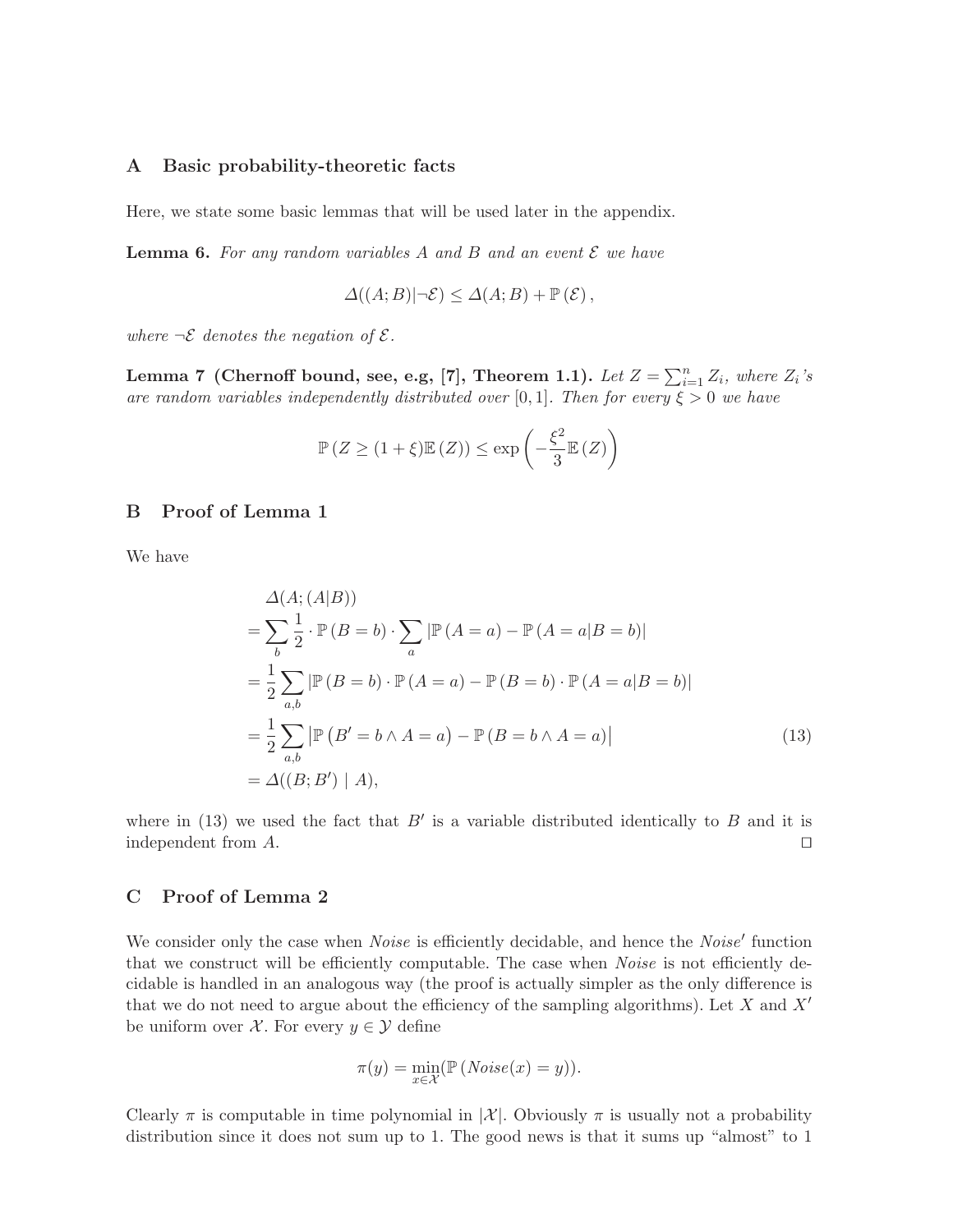## A Basic probability-theoretic facts

Here, we state some basic lemmas that will be used later in the appendix.

**Lemma 6.** *For any random variables $A$ and $B$ and an event $\mathcal{E}$ we have*

$$\Delta((A;B)|\neg\mathcal{E}) \leq \Delta(A;B) + \mathbb{P}(\mathcal{E}),$$

*where $\neg\mathcal{E}$ denotes the negation of $\mathcal{E}$.*

**Lemma 7 (Chernoff bound, see, e.g, [7], Theorem 1.1).** *Let $Z = \sum_{i=1}^{n} Z_i$, where $Z_i$'s are random variables independently distributed over $[0,1]$. Then for every $\xi > 0$ we have*

$$\mathbb{P}(Z \geq (1+\xi)\mathbb{E}(Z)) \leq \exp\left(-\frac{\xi^2}{3}\mathbb{E}(Z)\right)$$

## B Proof of Lemma 1

We have

$$\begin{aligned}
&\Delta(A;(A|B)) \\
&= \sum_b \frac{1}{2} \cdot \mathbb{P}(B=b) \cdot \sum_a |\mathbb{P}(A=a) - \mathbb{P}(A=a|B=b)| \\
&= \frac{1}{2}\sum_{a,b} |\mathbb{P}(B=b) \cdot \mathbb{P}(A=a) - \mathbb{P}(B=b) \cdot \mathbb{P}(A=a|B=b)| \\
&= \frac{1}{2}\sum_{a,b} \left|\mathbb{P}\left(B'=b \wedge A=a\right) - \mathbb{P}(B=b \wedge A=a)\right| \qquad (13) \\
&= \Delta((B;B') \mid A),
\end{aligned}$$

where in (13) we used the fact that $B'$ is a variable distributed identically to $B$ and it is independent from $A$. ◻

## C Proof of Lemma 2

We consider only the case when *Noise* is efficiently decidable, and hence the *Noise'* function that we construct will be efficiently computable. The case when *Noise* is not efficiently decidable is handled in an analogous way (the proof is actually simpler as the only difference is that we do not need to argue about the efficiency of the sampling algorithms). Let $X$ and $X'$ be uniform over $\mathcal{X}$. For every $y \in \mathcal{Y}$ define

$$\pi(y) = \min_{x \in \mathcal{X}}(\mathbb{P}(Noise(x) = y)).$$

Clearly $\pi$ is computable in time polynomial in $|\mathcal{X}|$. Obviously $\pi$ is usually not a probability distribution since it does not sum up to 1. The good news is that it sums up "almost" to 1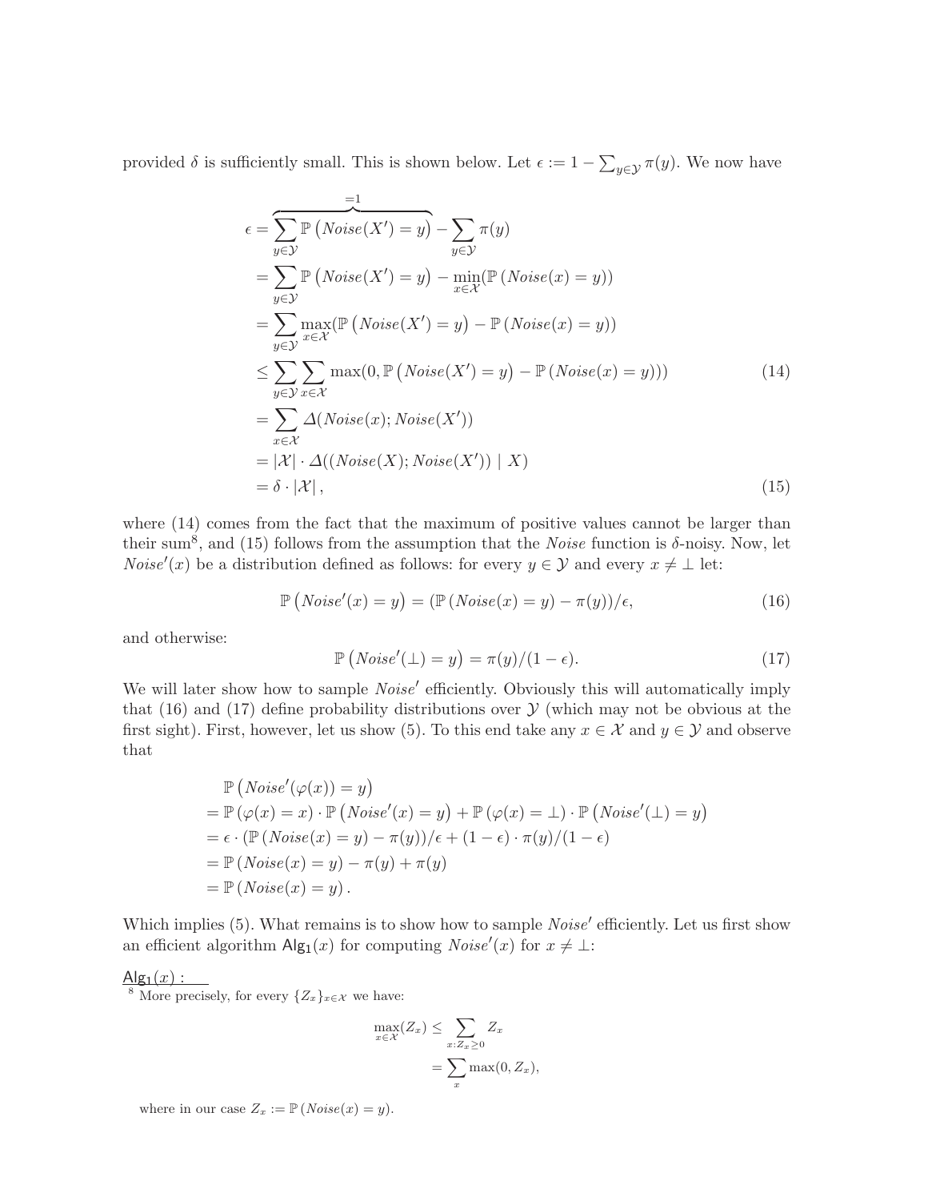provided $\delta$ is sufficiently small. This is shown below. Let $\epsilon := 1 - \sum_{y \in \mathcal{Y}} \pi(y)$. We now have

$$
\begin{aligned}
\epsilon &= \overbrace{\sum_{y \in \mathcal{Y}} \mathbb{P}\left(Noise(X') = y\right)}^{=1} - \sum_{y \in \mathcal{Y}} \pi(y) \\
&= \sum_{y \in \mathcal{Y}} \mathbb{P}\left(Noise(X') = y\right) - \min_{x \in \mathcal{X}}(\mathbb{P}\left(Noise(x) = y\right)) \\
&= \sum_{y \in \mathcal{Y}} \max_{x \in \mathcal{X}}(\mathbb{P}\left(Noise(X') = y\right) - \mathbb{P}\left(Noise(x) = y\right)) \\
&\leq \sum_{y \in \mathcal{Y}} \sum_{x \in \mathcal{X}} \max(0, \mathbb{P}\left(Noise(X') = y\right) - \mathbb{P}\left(Noise(x) = y\right)) \qquad (14) \\
&= \sum_{x \in \mathcal{X}} \Delta(Noise(x); Noise(X')) \\
&= |\mathcal{X}| \cdot \Delta((Noise(X); Noise(X')) \mid X) \\
&= \delta \cdot |\mathcal{X}|, \qquad (15)
\end{aligned}
$$

where (14) comes from the fact that the maximum of positive values cannot be larger than their sum[8], and (15) follows from the assumption that the *Noise* function is $\delta$-noisy. Now, let $Noise'(x)$ be a distribution defined as follows: for every $y \in \mathcal{Y}$ and every $x \neq \perp$ let:

$$
\mathbb{P}\left(Noise'(x) = y\right) = (\mathbb{P}\left(Noise(x) = y\right) - \pi(y))/\epsilon, \qquad (16)
$$

and otherwise:

$$
\mathbb{P}\left(Noise'(\perp) = y\right) = \pi(y)/(1-\epsilon). \qquad (17)
$$

We will later show how to sample $Noise'$ efficiently. Obviously this will automatically imply that (16) and (17) define probability distributions over $\mathcal{Y}$ (which may not be obvious at the first sight). First, however, let us show (5). To this end take any $x \in \mathcal{X}$ and $y \in \mathcal{Y}$ and observe that

$$
\begin{aligned}
&\mathbb{P}\left(Noise'(\varphi(x)) = y\right) \\
&= \mathbb{P}\left(\varphi(x) = x\right) \cdot \mathbb{P}\left(Noise'(x) = y\right) + \mathbb{P}\left(\varphi(x) = \perp\right) \cdot \mathbb{P}\left(Noise'(\perp) = y\right) \\
&= \epsilon \cdot (\mathbb{P}\left(Noise(x) = y\right) - \pi(y))/\epsilon + (1-\epsilon) \cdot \pi(y)/(1-\epsilon) \\
&= \mathbb{P}\left(Noise(x) = y\right) - \pi(y) + \pi(y) \\
&= \mathbb{P}\left(Noise(x) = y\right).
\end{aligned}
$$

Which implies (5). What remains is to show how to sample $Noise'$ efficiently. Let us first show an efficient algorithm $\mathsf{Alg}_1(x)$ for computing $Noise'(x)$ for $x \neq \perp$:

$\underline{\mathsf{Alg}_1(x):}$

[8] More precisely, for every $\{Z_x\}_{x \in \mathcal{X}}$ we have:

$$
\begin{aligned}
\max_{x \in \mathcal{X}}(Z_x) &\leq \sum_{x: Z_x \geq 0} Z_x \\
&= \sum_x \max(0, Z_x),
\end{aligned}
$$

where in our case $Z_x := \mathbb{P}\left(Noise(x) = y\right)$.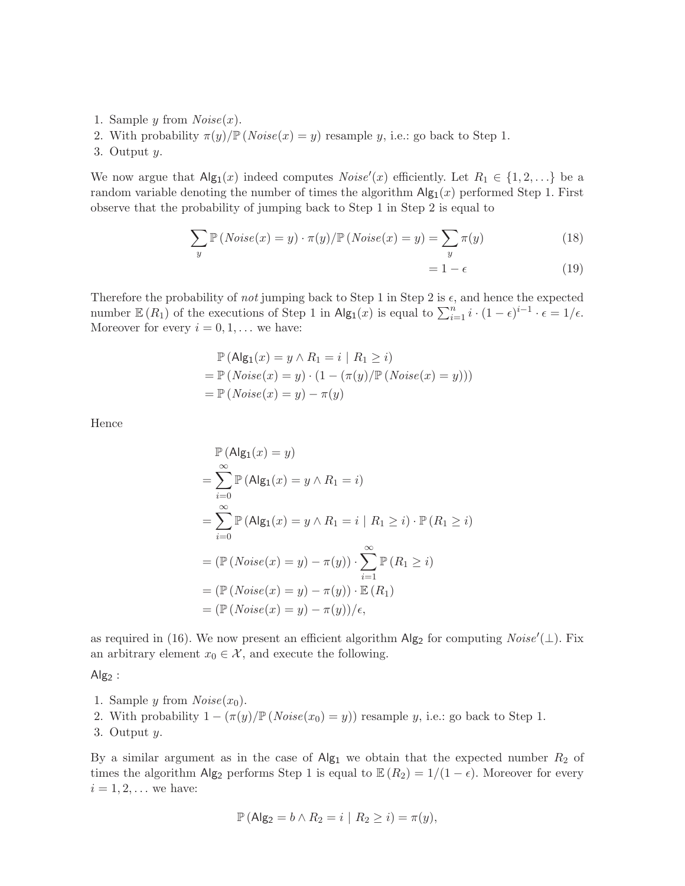1. Sample $y$ from $Noise(x)$.
2. With probability $\pi(y)/\mathbb{P}(Noise(x) = y)$ resample $y$, i.e.: go back to Step 1.
3. Output $y$.

We now argue that $\mathsf{Alg_1}(x)$ indeed computes $Noise'(x)$ efficiently. Let $R_1 \in \{1, 2, \ldots\}$ be a random variable denoting the number of times the algorithm $\mathsf{Alg_1}(x)$ performed Step 1. First observe that the probability of jumping back to Step 1 in Step 2 is equal to

$$\sum_y \mathbb{P}(Noise(x) = y) \cdot \pi(y)/\mathbb{P}(Noise(x) = y) = \sum_y \pi(y) \tag{18}$$

$$= 1 - \epsilon \tag{19}$$

Therefore the probability of *not* jumping back to Step 1 in Step 2 is $\epsilon$, and hence the expected number $\mathbb{E}(R_1)$ of the executions of Step 1 in $\mathsf{Alg_1}(x)$ is equal to $\sum_{i=1}^{n} i \cdot (1-\epsilon)^{i-1} \cdot \epsilon = 1/\epsilon$. Moreover for every $i = 0, 1, \ldots$ we have:

$$\begin{aligned}
&\mathbb{P}(\mathsf{Alg_1}(x) = y \wedge R_1 = i \mid R_1 \geq i) \\
&= \mathbb{P}(Noise(x) = y) \cdot (1 - (\pi(y)/\mathbb{P}(Noise(x) = y))) \\
&= \mathbb{P}(Noise(x) = y) - \pi(y)
\end{aligned}$$

Hence

$$\begin{aligned}
&\mathbb{P}(\mathsf{Alg_1}(x) = y) \\
&= \sum_{i=0}^{\infty} \mathbb{P}(\mathsf{Alg_1}(x) = y \wedge R_1 = i) \\
&= \sum_{i=0}^{\infty} \mathbb{P}(\mathsf{Alg_1}(x) = y \wedge R_1 = i \mid R_1 \geq i) \cdot \mathbb{P}(R_1 \geq i) \\
&= (\mathbb{P}(Noise(x) = y) - \pi(y)) \cdot \sum_{i=1}^{\infty} \mathbb{P}(R_1 \geq i) \\
&= (\mathbb{P}(Noise(x) = y) - \pi(y)) \cdot \mathbb{E}(R_1) \\
&= (\mathbb{P}(Noise(x) = y) - \pi(y))/\epsilon,
\end{aligned}$$

as required in (16). We now present an efficient algorithm $\mathsf{Alg_2}$ for computing $Noise'(\perp)$. Fix an arbitrary element $x_0 \in \mathcal{X}$, and execute the following.

$\mathsf{Alg_2}$ :

1. Sample $y$ from $Noise(x_0)$.
2. With probability $1 - (\pi(y)/\mathbb{P}(Noise(x_0) = y))$ resample $y$, i.e.: go back to Step 1.
3. Output $y$.

By a similar argument as in the case of $\mathsf{Alg_1}$ we obtain that the expected number $R_2$ of times the algorithm $\mathsf{Alg_2}$ performs Step 1 is equal to $\mathbb{E}(R_2) = 1/(1-\epsilon)$. Moreover for every $i = 1, 2, \ldots$ we have:

$$\mathbb{P}(\mathsf{Alg_2} = b \wedge R_2 = i \mid R_2 \geq i) = \pi(y),$$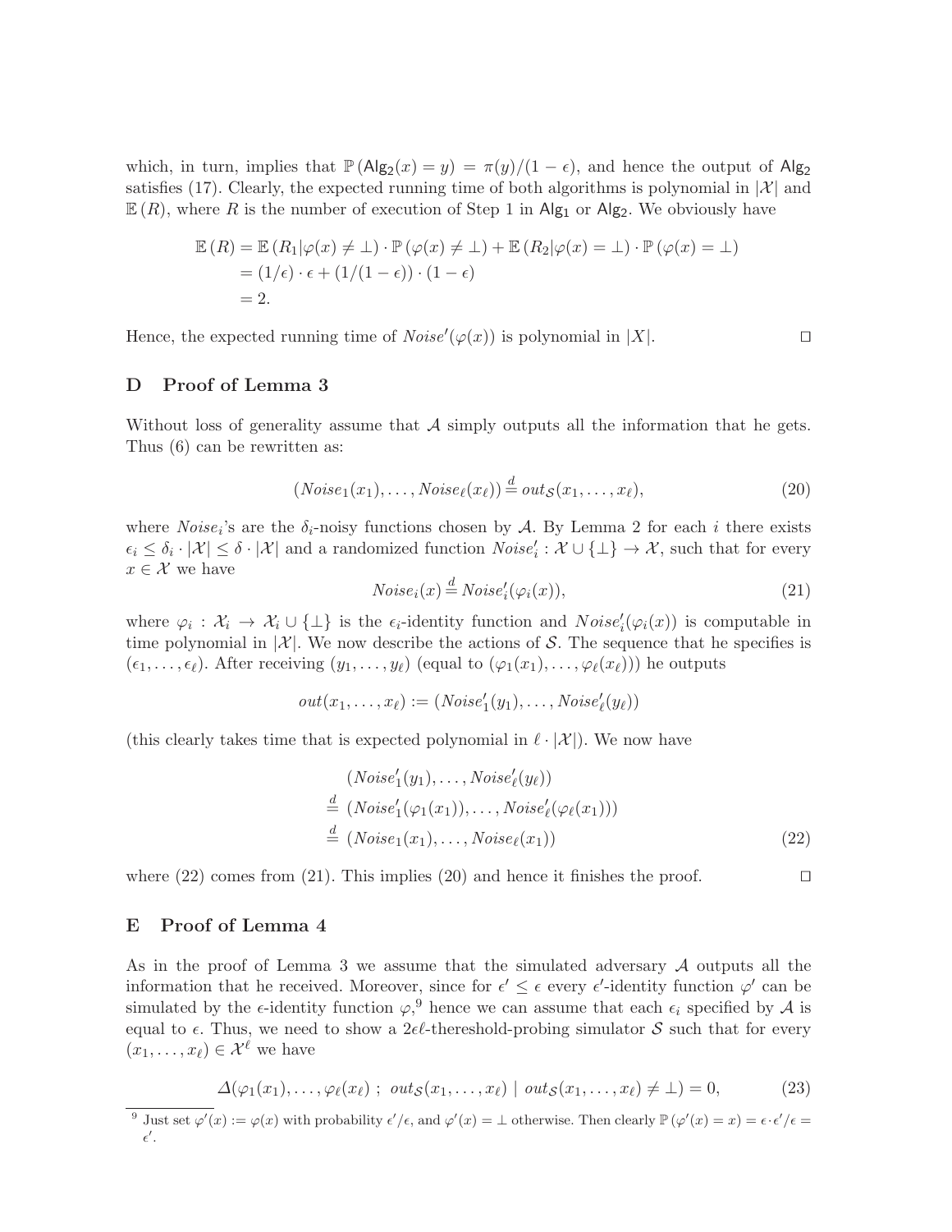which, in turn, implies that $\mathbb{P}(\mathsf{Alg_2}(x) = y) = \pi(y)/(1-\epsilon)$, and hence the output of $\mathsf{Alg_2}$ satisfies (17). Clearly, the expected running time of both algorithms is polynomial in $|\mathcal{X}|$ and $\mathbb{E}(R)$, where $R$ is the number of execution of Step 1 in $\mathsf{Alg_1}$ or $\mathsf{Alg_2}$. We obviously have

$$
\begin{aligned}
\mathbb{E}(R) &= \mathbb{E}(R_1 | \varphi(x) \neq \bot) \cdot \mathbb{P}(\varphi(x) \neq \bot) + \mathbb{E}(R_2 | \varphi(x) = \bot) \cdot \mathbb{P}(\varphi(x) = \bot) \\
&= (1/\epsilon) \cdot \epsilon + (1/(1-\epsilon)) \cdot (1-\epsilon) \\
&= 2.
\end{aligned}
$$

Hence, the expected running time of $Noise'(\varphi(x))$ is polynomial in $|X|$. ◻

## D Proof of Lemma 3

Without loss of generality assume that $\mathcal{A}$ simply outputs all the information that he gets. Thus (6) can be rewritten as:

$$
(Noise_1(x_1), \ldots, Noise_\ell(x_\ell)) \stackrel{d}{=} out_{\mathcal{S}}(x_1, \ldots, x_\ell), \tag{20}
$$

where $Noise_i$'s are the $\delta_i$-noisy functions chosen by $\mathcal{A}$. By Lemma 2 for each $i$ there exists $\epsilon_i \leq \delta_i \cdot |\mathcal{X}| \leq \delta \cdot |\mathcal{X}|$ and a randomized function $Noise'_i : \mathcal{X} \cup \{\bot\} \to \mathcal{X}$, such that for every $x \in \mathcal{X}$ we have

$$
Noise_i(x) \stackrel{d}{=} Noise'_i(\varphi_i(x)), \tag{21}
$$

where $\varphi_i : \mathcal{X}_i \to \mathcal{X}_i \cup \{\bot\}$ is the $\epsilon_i$-identity function and $Noise'_i(\varphi_i(x))$ is computable in time polynomial in $|\mathcal{X}|$. We now describe the actions of $\mathcal{S}$. The sequence that he specifies is $(\epsilon_1, \ldots, \epsilon_\ell)$. After receiving $(y_1, \ldots, y_\ell)$ (equal to $(\varphi_1(x_1), \ldots, \varphi_\ell(x_\ell))$) he outputs

$$
out(x_1, \ldots, x_\ell) := (Noise'_1(y_1), \ldots, Noise'_\ell(y_\ell))
$$

(this clearly takes time that is expected polynomial in $\ell \cdot |\mathcal{X}|$). We now have

$$
\begin{aligned}
& (Noise'_1(y_1), \ldots, Noise'_\ell(y_\ell)) \\
\stackrel{d}{=}\ & (Noise'_1(\varphi_1(x_1)), \ldots, Noise'_\ell(\varphi_\ell(x_1))) \\
\stackrel{d}{=}\ & (Noise_1(x_1), \ldots, Noise_\ell(x_1))
\end{aligned} \tag{22}
$$

where (22) comes from (21). This implies (20) and hence it finishes the proof. ◻

## E Proof of Lemma 4

As in the proof of Lemma 3 we assume that the simulated adversary $\mathcal{A}$ outputs all the information that he received. Moreover, since for $\epsilon' \leq \epsilon$ every $\epsilon'$-identity function $\varphi'$ can be simulated by the $\epsilon$-identity function $\varphi$,[9] hence we can assume that each $\epsilon_i$ specified by $\mathcal{A}$ is equal to $\epsilon$. Thus, we need to show a $2\epsilon\ell$-thereshold-probing simulator $\mathcal{S}$ such that for every $(x_1, \ldots, x_\ell) \in \mathcal{X}^\ell$ we have

$$
\Delta(\varphi_1(x_1), \ldots, \varphi_\ell(x_\ell) \ ; \ out_{\mathcal{S}}(x_1, \ldots, x_\ell) \mid out_{\mathcal{S}}(x_1, \ldots, x_\ell) \neq \bot) = 0, \tag{23}
$$

[9] Just set $\varphi'(x) := \varphi(x)$ with probability $\epsilon'/\epsilon$, and $\varphi'(x) = \bot$ otherwise. Then clearly $\mathbb{P}(\varphi'(x) = x) = \epsilon \cdot \epsilon'/\epsilon = \epsilon'$.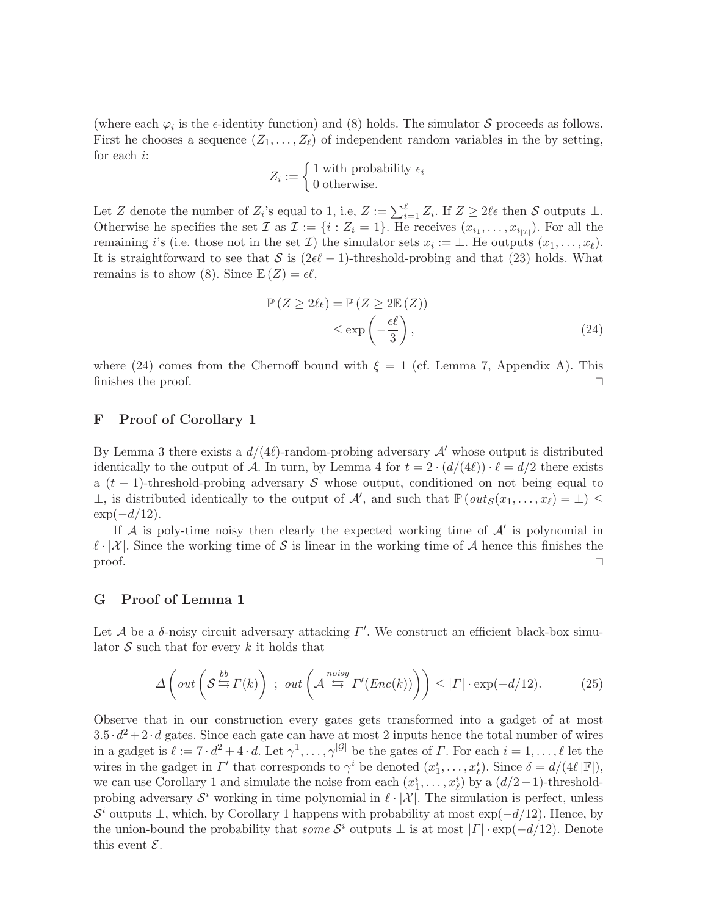(where each $\varphi_i$ is the $\epsilon$-identity function) and (8) holds. The simulator $\mathcal{S}$ proceeds as follows. First he chooses a sequence $(Z_1, \ldots, Z_\ell)$ of independent random variables in the by setting, for each $i$:

$$Z_i := \begin{cases} 1 \text{ with probability } \epsilon_i \\ 0 \text{ otherwise.} \end{cases}$$

Let $Z$ denote the number of $Z_i$'s equal to 1, i.e, $Z := \sum_{i=1}^{\ell} Z_i$. If $Z \geq 2\ell\epsilon$ then $\mathcal{S}$ outputs $\perp$. Otherwise he specifies the set $\mathcal{I}$ as $\mathcal{I} := \{i : Z_i = 1\}$. He receives $(x_{i_1}, \ldots, x_{i_{|\mathcal{I}|}})$. For all the remaining $i$'s (i.e. those not in the set $\mathcal{I}$) the simulator sets $x_i := \perp$. He outputs $(x_1, \ldots, x_\ell)$. It is straightforward to see that $\mathcal{S}$ is $(2\epsilon\ell - 1)$-threshold-probing and that (23) holds. What remains is to show (8). Since $\mathbb{E}(Z) = \epsilon\ell$,

$$\begin{aligned} \mathbb{P}(Z \geq 2\ell\epsilon) &= \mathbb{P}(Z \geq 2\mathbb{E}(Z)) \\ &\leq \exp\left(-\frac{\epsilon\ell}{3}\right), \end{aligned} \tag{24}$$

where (24) comes from the Chernoff bound with $\xi = 1$ (cf. Lemma 7, Appendix A). This finishes the proof. ☐

## F Proof of Corollary 1

By Lemma 3 there exists a $d/(4\ell)$-random-probing adversary $\mathcal{A}'$ whose output is distributed identically to the output of $\mathcal{A}$. In turn, by Lemma 4 for $t = 2 \cdot (d/(4\ell)) \cdot \ell = d/2$ there exists a $(t-1)$-threshold-probing adversary $\mathcal{S}$ whose output, conditioned on not being equal to $\perp$, is distributed identically to the output of $\mathcal{A}'$, and such that $\mathbb{P}(out_{\mathcal{S}}(x_1, \ldots, x_\ell) = \perp) \leq \exp(-d/12)$.

If $\mathcal{A}$ is poly-time noisy then clearly the expected working time of $\mathcal{A}'$ is polynomial in $\ell \cdot |\mathcal{X}|$. Since the working time of $\mathcal{S}$ is linear in the working time of $\mathcal{A}$ hence this finishes the proof. ☐

## G Proof of Lemma 1

Let $\mathcal{A}$ be a $\delta$-noisy circuit adversary attacking $\Gamma'$. We construct an efficient black-box simulator $\mathcal{S}$ such that for every $k$ it holds that

$$\Delta\left(out\left(\mathcal{S} \overset{bb}{\leftrightarrows} \Gamma(k)\right) \; ; \; out\left(\mathcal{A} \overset{noisy}{\leftrightarrows} \Gamma'(Enc(k))\right)\right) \leq |\Gamma| \cdot \exp(-d/12). \tag{25}$$

Observe that in our construction every gates gets transformed into a gadget of at most $3.5 \cdot d^2 + 2 \cdot d$ gates. Since each gate can have at most 2 inputs hence the total number of wires in a gadget is $\ell := 7 \cdot d^2 + 4 \cdot d$. Let $\gamma^1, \ldots, \gamma^{|\mathcal{G}|}$ be the gates of $\Gamma$. For each $i = 1, \ldots, \ell$ let the wires in the gadget in $\Gamma'$ that corresponds to $\gamma^i$ be denoted $(x_1^i, \ldots, x_\ell^i)$. Since $\delta = d/(4\ell\,|\mathbb{F}|)$, we can use Corollary 1 and simulate the noise from each $(x_1^i, \ldots, x_\ell^i)$ by a $(d/2-1)$-threshold-probing adversary $\mathcal{S}^i$ working in time polynomial in $\ell \cdot |\mathcal{X}|$. The simulation is perfect, unless $\mathcal{S}^i$ outputs $\perp$, which, by Corollary 1 happens with probability at most $\exp(-d/12)$. Hence, by the union-bound the probability that *some* $\mathcal{S}^i$ outputs $\perp$ is at most $|\Gamma| \cdot \exp(-d/12)$. Denote this event $\mathcal{E}$.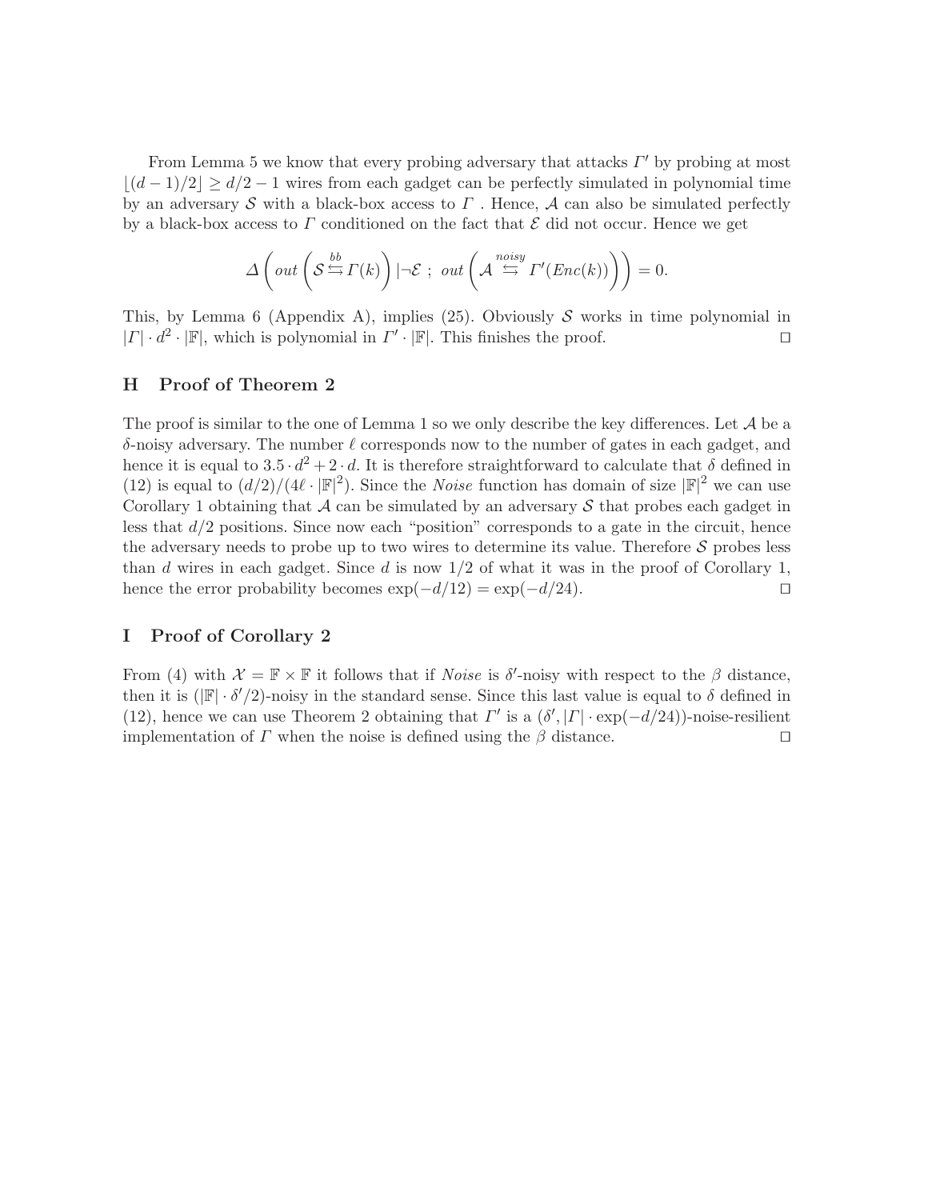From Lemma 5 we know that every probing adversary that attacks $\Gamma'$ by probing at most $\lfloor(d-1)/2\rfloor \geq d/2-1$ wires from each gadget can be perfectly simulated in polynomial time by an adversary $\mathcal{S}$ with a black-box access to $\Gamma$ . Hence, $\mathcal{A}$ can also be simulated perfectly by a black-box access to $\Gamma$ conditioned on the fact that $\mathcal{E}$ did not occur. Hence we get

$$\Delta\left( out\left(\mathcal{S} \overset{bb}{\leftrightarrows} \Gamma(k)\right) | \neg\mathcal{E} \ ; \ out\left(\mathcal{A} \overset{noisy}{\leftrightarrows} \Gamma'(Enc(k))\right)\right) = 0.$$

This, by Lemma 6 (Appendix A), implies (25). Obviously $\mathcal{S}$ works in time polynomial in $|\Gamma| \cdot d^2 \cdot |\mathbb{F}|$, which is polynomial in $\Gamma' \cdot |\mathbb{F}|$. This finishes the proof. □

## H Proof of Theorem 2

The proof is similar to the one of Lemma 1 so we only describe the key differences. Let $\mathcal{A}$ be a $\delta$-noisy adversary. The number $\ell$ corresponds now to the number of gates in each gadget, and hence it is equal to $3.5 \cdot d^2 + 2 \cdot d$. It is therefore straightforward to calculate that $\delta$ defined in (12) is equal to $(d/2)/(4\ell \cdot |\mathbb{F}|^2)$. Since the *Noise* function has domain of size $|\mathbb{F}|^2$ we can use Corollary 1 obtaining that $\mathcal{A}$ can be simulated by an adversary $\mathcal{S}$ that probes each gadget in less that $d/2$ positions. Since now each "position" corresponds to a gate in the circuit, hence the adversary needs to probe up to two wires to determine its value. Therefore $\mathcal{S}$ probes less than $d$ wires in each gadget. Since $d$ is now $1/2$ of what it was in the proof of Corollary 1, hence the error probability becomes $\exp(-d/12) = \exp(-d/24)$. □

## I Proof of Corollary 2

From (4) with $\mathcal{X} = \mathbb{F} \times \mathbb{F}$ it follows that if *Noise* is $\delta'$-noisy with respect to the $\beta$ distance, then it is $(|\mathbb{F}| \cdot \delta'/2)$-noisy in the standard sense. Since this last value is equal to $\delta$ defined in (12), hence we can use Theorem 2 obtaining that $\Gamma'$ is a $(\delta', |\Gamma| \cdot \exp(-d/24))$-noise-resilient implementation of $\Gamma$ when the noise is defined using the $\beta$ distance. □